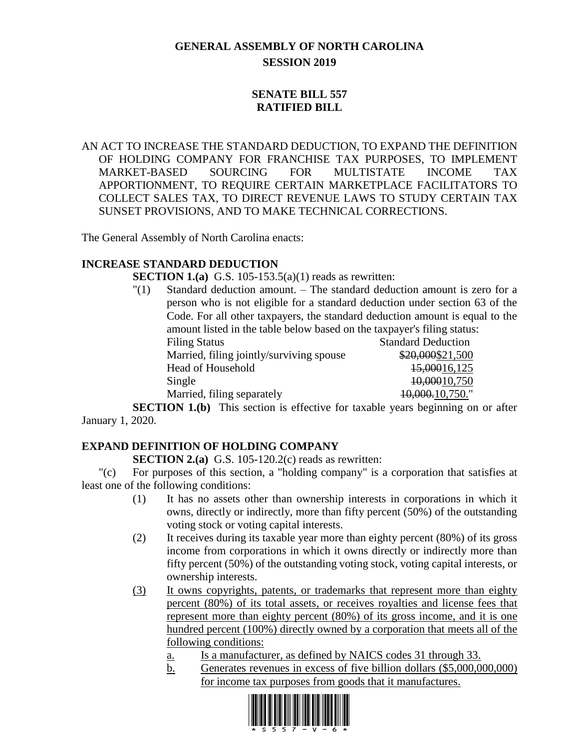# GENERAL ASSEMBLY OF NORTH CAROLINA
## SESSION 2019

## SENATE BILL 557
## RATIFIED BILL

AN ACT TO INCREASE THE STANDARD DEDUCTION, TO EXPAND THE DEFINITION OF HOLDING COMPANY FOR FRANCHISE TAX PURPOSES, TO IMPLEMENT MARKET-BASED SOURCING FOR MULTISTATE INCOME TAX APPORTIONMENT, TO REQUIRE CERTAIN MARKETPLACE FACILITATORS TO COLLECT SALES TAX, TO DIRECT REVENUE LAWS TO STUDY CERTAIN TAX SUNSET PROVISIONS, AND TO MAKE TECHNICAL CORRECTIONS.

The General Assembly of North Carolina enacts:

**INCREASE STANDARD DEDUCTION**

**SECTION 1.(a)** G.S. 105-153.5(a)(1) reads as rewritten:

"(1) Standard deduction amount. – The standard deduction amount is zero for a person who is not eligible for a standard deduction under section 63 of the Code. For all other taxpayers, the standard deduction amount is equal to the amount listed in the table below based on the taxpayer's filing status:

| Filing Status | Standard Deduction |
|---|---|
| Married, filing jointly/surviving spouse | ~~$20,000~~$21,500 |
| Head of Household | ~~15,000~~16,125 |
| Single | ~~10,000~~10,750 |
| Married, filing separately | ~~10,000.~~10,750." |

**SECTION 1.(b)** This section is effective for taxable years beginning on or after January 1, 2020.

**EXPAND DEFINITION OF HOLDING COMPANY**

**SECTION 2.(a)** G.S. 105-120.2(c) reads as rewritten:

"(c) For purposes of this section, a "holding company" is a corporation that satisfies at least one of the following conditions:

(1) It has no assets other than ownership interests in corporations in which it owns, directly or indirectly, more than fifty percent (50%) of the outstanding voting stock or voting capital interests.

(2) It receives during its taxable year more than eighty percent (80%) of its gross income from corporations in which it owns directly or indirectly more than fifty percent (50%) of the outstanding voting stock, voting capital interests, or ownership interests.

<u>(3) It owns copyrights, patents, or trademarks that represent more than eighty percent (80%) of its total assets, or receives royalties and license fees that represent more than eighty percent (80%) of its gross income, and it is one hundred percent (100%) directly owned by a corporation that meets all of the following conditions:</u>

<u>a. Is a manufacturer, as defined by NAICS codes 31 through 33.</u>

<u>b. Generates revenues in excess of five billion dollars ($5,000,000,000) for income tax purposes from goods that it manufactures.</u>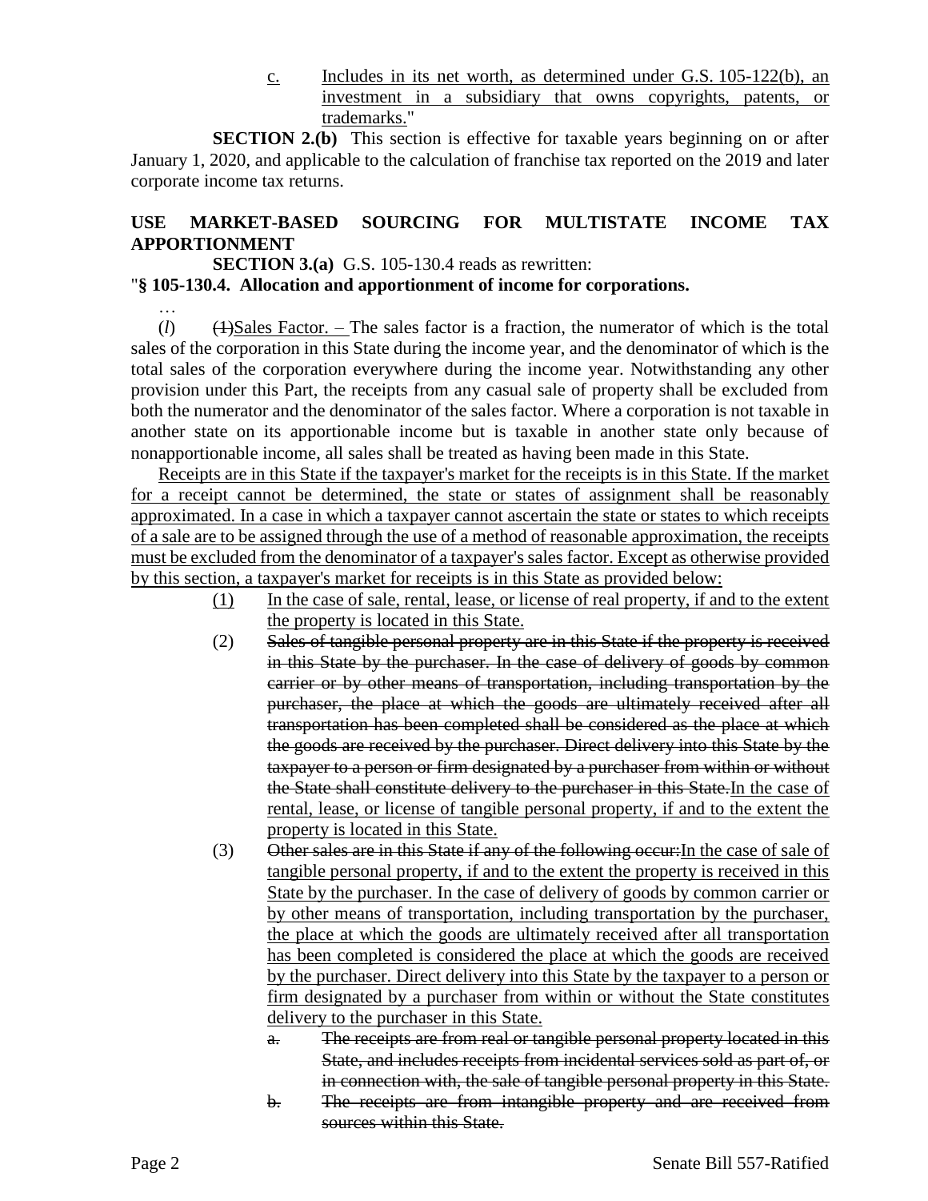c. <u>Includes in its net worth, as determined under G.S. 105-122(b), an investment in a subsidiary that owns copyrights, patents, or trademarks.</u>"

**SECTION 2.(b)** This section is effective for taxable years beginning on or after January 1, 2020, and applicable to the calculation of franchise tax reported on the 2019 and later corporate income tax returns.

**USE MARKET-BASED SOURCING FOR MULTISTATE INCOME TAX APPORTIONMENT**

**SECTION 3.(a)** G.S. 105-130.4 reads as rewritten:

"**§ 105-130.4. Allocation and apportionment of income for corporations.**

…

(*l*) ~~(1)~~<u>Sales Factor. –</u> The sales factor is a fraction, the numerator of which is the total sales of the corporation in this State during the income year, and the denominator of which is the total sales of the corporation everywhere during the income year. Notwithstanding any other provision under this Part, the receipts from any casual sale of property shall be excluded from both the numerator and the denominator of the sales factor. Where a corporation is not taxable in another state on its apportionable income but is taxable in another state only because of nonapportionable income, all sales shall be treated as having been made in this State.

<u>Receipts are in this State if the taxpayer's market for the receipts is in this State. If the market for a receipt cannot be determined, the state or states of assignment shall be reasonably approximated. In a case in which a taxpayer cannot ascertain the state or states to which receipts of a sale are to be assigned through the use of a method of reasonable approximation, the receipts must be excluded from the denominator of a taxpayer's sales factor. Except as otherwise provided by this section, a taxpayer's market for receipts is in this State as provided below:</u>

<u>(1)</u> <u>In the case of sale, rental, lease, or license of real property, if and to the extent the property is located in this State.</u>

(2) ~~Sales of tangible personal property are in this State if the property is received in this State by the purchaser. In the case of delivery of goods by common carrier or by other means of transportation, including transportation by the purchaser, the place at which the goods are ultimately received after all transportation has been completed shall be considered as the place at which the goods are received by the purchaser. Direct delivery into this State by the taxpayer to a person or firm designated by a purchaser from within or without the State shall constitute delivery to the purchaser in this State.~~<u>In the case of rental, lease, or license of tangible personal property, if and to the extent the property is located in this State.</u>

(3) ~~Other sales are in this State if any of the following occur:~~<u>In the case of sale of tangible personal property, if and to the extent the property is received in this State by the purchaser. In the case of delivery of goods by common carrier or by other means of transportation, including transportation by the purchaser, the place at which the goods are ultimately received after all transportation has been completed is considered the place at which the goods are received by the purchaser. Direct delivery into this State by the taxpayer to a person or firm designated by a purchaser from within or without the State constitutes delivery to the purchaser in this State.</u>

~~a. The receipts are from real or tangible personal property located in this State, and includes receipts from incidental services sold as part of, or in connection with, the sale of tangible personal property in this State.~~

~~b. The receipts are from intangible property and are received from sources within this State.~~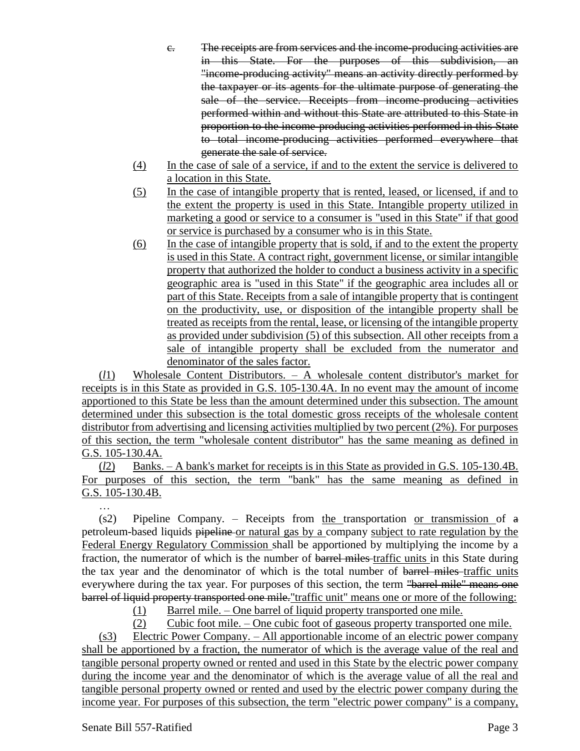c. ~~The receipts are from services and the income-producing activities are in this State. For the purposes of this subdivision, an "income-producing activity" means an activity directly performed by the taxpayer or its agents for the ultimate purpose of generating the sale of the service. Receipts from income-producing activities performed within and without this State are attributed to this State in proportion to the income-producing activities performed in this State to total income-producing activities performed everywhere that generate the sale of service.~~

(4) <u>In the case of sale of a service, if and to the extent the service is delivered to a location in this State.</u>

(5) <u>In the case of intangible property that is rented, leased, or licensed, if and to the extent the property is used in this State. Intangible property utilized in marketing a good or service to a consumer is "used in this State" if that good or service is purchased by a consumer who is in this State.</u>

(6) <u>In the case of intangible property that is sold, if and to the extent the property is used in this State. A contract right, government license, or similar intangible property that authorized the holder to conduct a business activity in a specific geographic area is "used in this State" if the geographic area includes all or part of this State. Receipts from a sale of intangible property that is contingent on the productivity, use, or disposition of the intangible property shall be treated as receipts from the rental, lease, or licensing of the intangible property as provided under subdivision (5) of this subsection. All other receipts from a sale of intangible property shall be excluded from the numerator and denominator of the sales factor.</u>

<u>(*l*1) Wholesale Content Distributors. – A wholesale content distributor's market for receipts is in this State as provided in G.S. 105-130.4A. In no event may the amount of income apportioned to this State be less than the amount determined under this subsection. The amount determined under this subsection is the total domestic gross receipts of the wholesale content distributor from advertising and licensing activities multiplied by two percent (2%). For purposes of this section, the term "wholesale content distributor" has the same meaning as defined in G.S. 105-130.4A.</u>

<u>(*l*2) Banks. – A bank's market for receipts is in this State as provided in G.S. 105-130.4B. For purposes of this section, the term "bank" has the same meaning as defined in G.S. 105-130.4B.</u>

…

(s2) Pipeline Company. – Receipts from <u>the</u> transportation <u>or transmission</u> of ~~a~~ petroleum-based liquids ~~pipeline~~ <u>or natural gas by a</u> company <u>subject to rate regulation by the Federal Energy Regulatory Commission</u> shall be apportioned by multiplying the income by a fraction, the numerator of which is the number of ~~barrel miles~~ <u>traffic units</u> in this State during the tax year and the denominator of which is the total number of ~~barrel miles~~ <u>traffic units</u> everywhere during the tax year. For purposes of this section, the term ~~"barrel mile" means one barrel of liquid property transported one mile.~~ <u>"traffic unit" means one or more of the following:</u>

(1) <u>Barrel mile. – One barrel of liquid property transported one mile.</u>

(2) <u>Cubic foot mile. – One cubic foot of gaseous property transported one mile.</u>

<u>(s3) Electric Power Company. – All apportionable income of an electric power company shall be apportioned by a fraction, the numerator of which is the average value of the real and tangible personal property owned or rented and used in this State by the electric power company during the income year and the denominator of which is the average value of all the real and tangible personal property owned or rented and used by the electric power company during the income year. For purposes of this subsection, the term "electric power company" is a company,</u>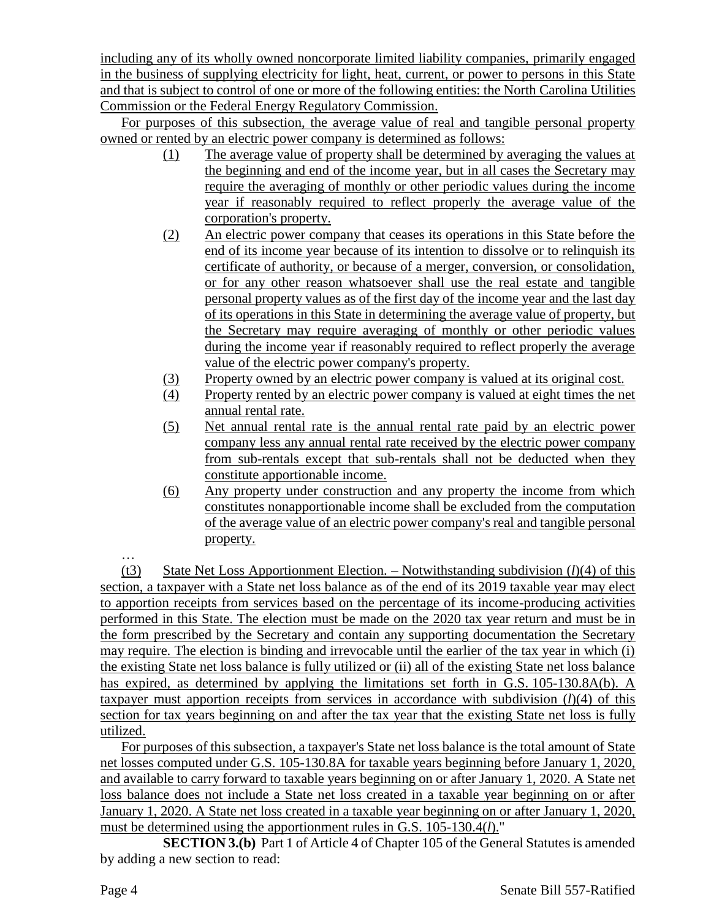including any of its wholly owned noncorporate limited liability companies, primarily engaged in the business of supplying electricity for light, heat, current, or power to persons in this State and that is subject to control of one or more of the following entities: the North Carolina Utilities Commission or the Federal Energy Regulatory Commission.

For purposes of this subsection, the average value of real and tangible personal property owned or rented by an electric power company is determined as follows:

1. The average value of property shall be determined by averaging the values at the beginning and end of the income year, but in all cases the Secretary may require the averaging of monthly or other periodic values during the income year if reasonably required to reflect properly the average value of the corporation's property.
2. An electric power company that ceases its operations in this State before the end of its income year because of its intention to dissolve or to relinquish its certificate of authority, or because of a merger, conversion, or consolidation, or for any other reason whatsoever shall use the real estate and tangible personal property values as of the first day of the income year and the last day of its operations in this State in determining the average value of property, but the Secretary may require averaging of monthly or other periodic values during the income year if reasonably required to reflect properly the average value of the electric power company's property.
3. Property owned by an electric power company is valued at its original cost.
4. Property rented by an electric power company is valued at eight times the net annual rental rate.
5. Net annual rental rate is the annual rental rate paid by an electric power company less any annual rental rate received by the electric power company from sub-rentals except that sub-rentals shall not be deducted when they constitute apportionable income.
6. Any property under construction and any property the income from which constitutes nonapportionable income shall be excluded from the computation of the average value of an electric power company's real and tangible personal property.

…

(t3) State Net Loss Apportionment Election. – Notwithstanding subdivision (*l*)(4) of this section, a taxpayer with a State net loss balance as of the end of its 2019 taxable year may elect to apportion receipts from services based on the percentage of its income-producing activities performed in this State. The election must be made on the 2020 tax year return and must be in the form prescribed by the Secretary and contain any supporting documentation the Secretary may require. The election is binding and irrevocable until the earlier of the tax year in which (i) the existing State net loss balance is fully utilized or (ii) all of the existing State net loss balance has expired, as determined by applying the limitations set forth in G.S. 105-130.8A(b). A taxpayer must apportion receipts from services in accordance with subdivision (*l*)(4) of this section for tax years beginning on and after the tax year that the existing State net loss is fully utilized.

For purposes of this subsection, a taxpayer's State net loss balance is the total amount of State net losses computed under G.S. 105-130.8A for taxable years beginning before January 1, 2020, and available to carry forward to taxable years beginning on or after January 1, 2020. A State net loss balance does not include a State net loss created in a taxable year beginning on or after January 1, 2020. A State net loss created in a taxable year beginning on or after January 1, 2020, must be determined using the apportionment rules in G.S. 105-130.4(*l*)."

**SECTION 3.(b)** Part 1 of Article 4 of Chapter 105 of the General Statutes is amended by adding a new section to read: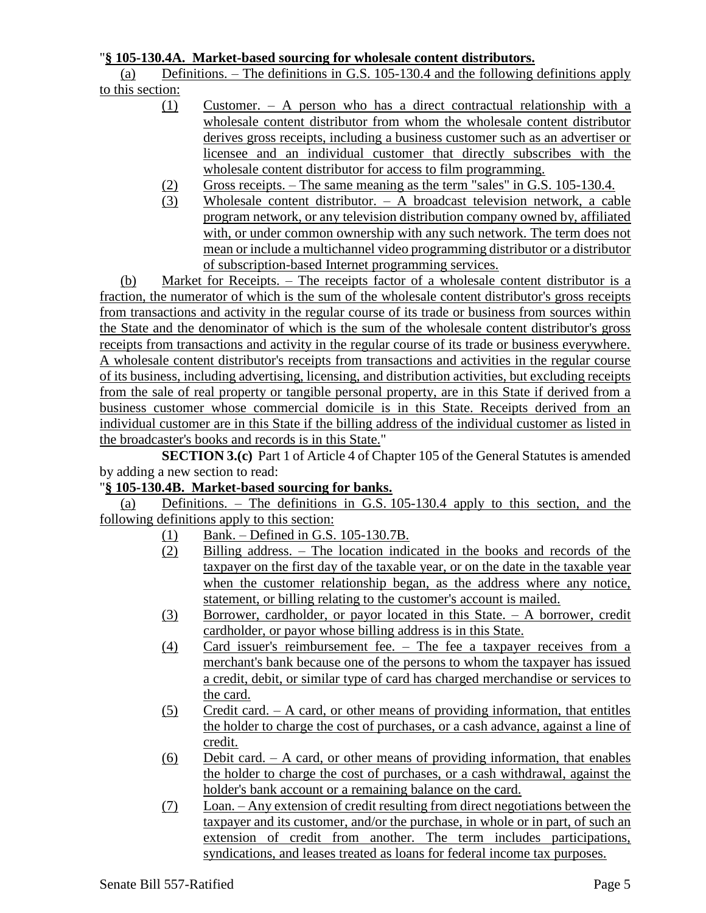"**§ 105-130.4A. Market-based sourcing for wholesale content distributors.**

(a) Definitions. – The definitions in G.S. 105-130.4 and the following definitions apply to this section:

(1) Customer. – A person who has a direct contractual relationship with a wholesale distributor from whom the wholesale content distributor derives gross receipts, including a business customer such as an advertiser or licensee and an individual customer that directly subscribes with the wholesale content distributor for access to film programming.

(2) Gross receipts. – The same meaning as the term "sales" in G.S. 105-130.4.

(3) Wholesale content distributor. – A broadcast television network, a cable program network, or any television distribution company owned by, affiliated with, or under common ownership with any such network. The term does not mean or include a multichannel video programming distributor or a distributor of subscription-based Internet programming services.

(b) Market for Receipts. – The receipts factor of a wholesale content distributor is a fraction, the numerator of which is the sum of the wholesale content distributor's gross receipts from transactions and activity in the regular course of its trade or business from sources within the State and the denominator of which is the sum of the wholesale content distributor's gross receipts from transactions and activity in the regular course of its trade or business everywhere. A wholesale content distributor's receipts from transactions and activities in the regular course of its business, including advertising, licensing, and distribution activities, but excluding receipts from the sale of real property or tangible personal property, are in this State if derived from a business customer whose commercial domicile is in this State. Receipts derived from an individual customer are in this State if the billing address of the individual customer as listed in the broadcaster's books and records is in this State."

**SECTION 3.(c)** Part 1 of Article 4 of Chapter 105 of the General Statutes is amended by adding a new section to read:

"**§ 105-130.4B. Market-based sourcing for banks.**

(a) Definitions. – The definitions in G.S. 105-130.4 apply to this section, and the following definitions apply to this section:

(1) Bank. – Defined in G.S. 105-130.7B.

(2) Billing address. – The location indicated in the books and records of the taxpayer on the first day of the taxable year, or on the date in the taxable year when the customer relationship began, as the address where any notice, statement, or billing relating to the customer's account is mailed.

(3) Borrower, cardholder, or payor located in this State. – A borrower, credit cardholder, or payor whose billing address is in this State.

(4) Card issuer's reimbursement fee. – The fee a taxpayer receives from a merchant's bank because one of the persons to whom the taxpayer has issued a credit, debit, or similar type of card has charged merchandise or services to the card.

(5) Credit card. – A card, or other means of providing information, that entitles the holder to charge the cost of purchases, or a cash advance, against a line of credit.

(6) Debit card. – A card, or other means of providing information, that enables the holder to charge the cost of purchases, or a cash withdrawal, against the holder's bank account or a remaining balance on the card.

(7) Loan. – Any extension of credit resulting from direct negotiations between the taxpayer and its customer, and/or the purchase, in whole or in part, of such an extension of credit from another. The term includes participations, syndications, and leases treated as loans for federal income tax purposes.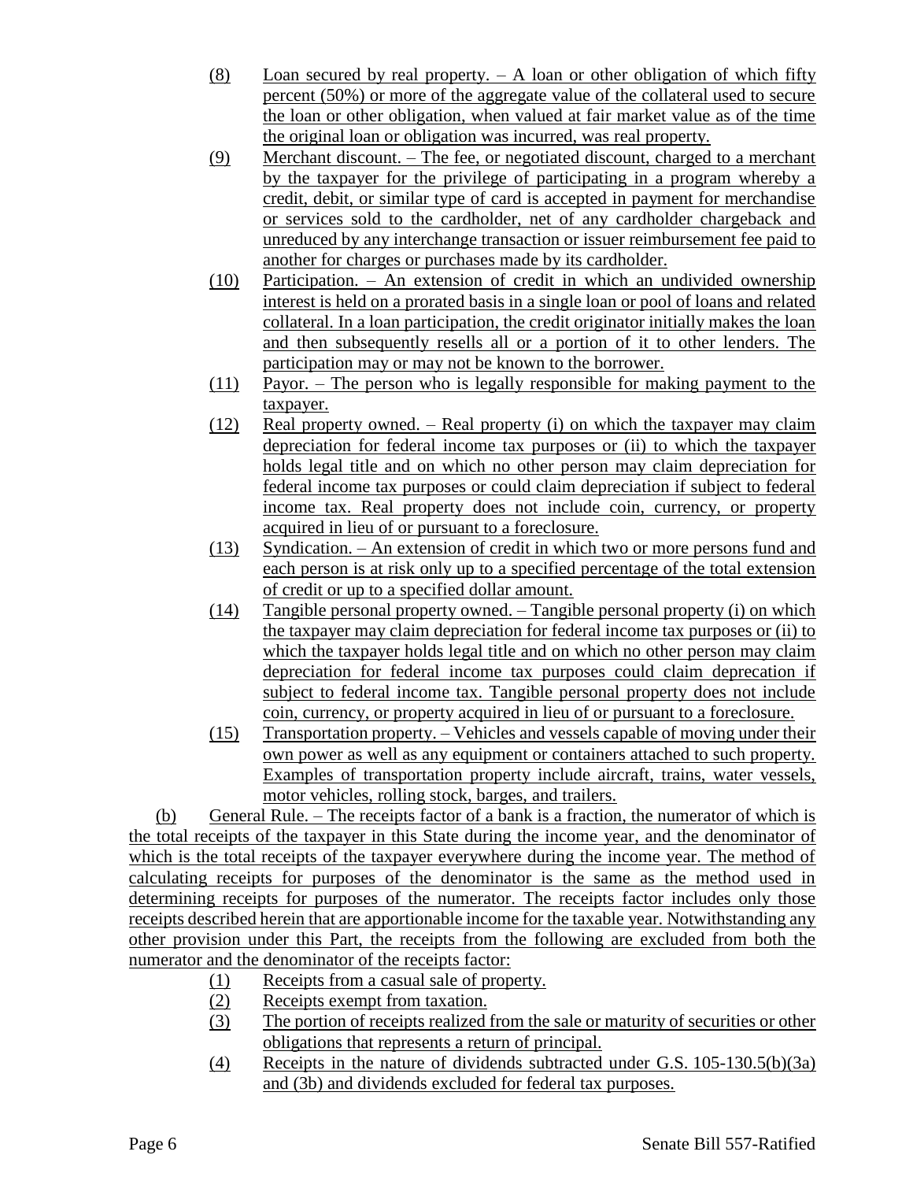(8) Loan secured by real property. – A loan or other obligation of which fifty percent (50%) or more of the aggregate value of the collateral used to secure the loan or other obligation, when valued at fair market value as of the time the original loan or obligation was incurred, was real property.

(9) Merchant discount. – The fee, or negotiated discount, charged to a merchant by the taxpayer for the privilege of participating in a program whereby a credit, debit, or similar type of card is accepted in payment for merchandise or services sold to the cardholder, net of any cardholder chargeback and unreduced by any interchange transaction or issuer reimbursement fee paid to another for charges or purchases made by its cardholder.

(10) Participation. – An extension of credit in which an undivided ownership interest is held on a prorated basis in a single loan or pool of loans and related collateral. In a loan participation, the credit originator initially makes the loan and then subsequently resells all or a portion of it to other lenders. The participation may or may not be known to the borrower.

(11) Payor. – The person who is legally responsible for making payment to the taxpayer.

(12) Real property owned. – Real property (i) on which the taxpayer may claim depreciation for federal income tax purposes or (ii) to which the taxpayer holds legal title and on which no other person may claim depreciation for federal income tax purposes or could claim depreciation if subject to federal income tax. Real property does not include coin, currency, or property acquired in lieu of or pursuant to a foreclosure.

(13) Syndication. – An extension of credit in which two or more persons fund and each person is at risk only up to a specified percentage of the total extension of credit or up to a specified dollar amount.

(14) Tangible personal property owned. – Tangible personal property (i) on which the taxpayer may claim depreciation for federal income tax purposes or (ii) to which the taxpayer holds legal title and on which no other person may claim depreciation for federal income tax purposes could claim deprecation if subject to federal income tax. Tangible personal property does not include coin, currency, or property acquired in lieu of or pursuant to a foreclosure.

(15) Transportation property. – Vehicles and vessels capable of moving under their own power as well as any equipment or containers attached to such property. Examples of transportation property include aircraft, trains, water vessels, motor vehicles, rolling stock, barges, and trailers.

(b) General Rule. – The receipts factor of a bank is a fraction, the numerator of which is the total receipts of the taxpayer in this State during the income year, and the denominator of which is the total receipts of the taxpayer everywhere during the income year. The method of calculating receipts for purposes of the denominator is the same as the method used in determining receipts for purposes of the numerator. The receipts factor includes only those receipts described herein that are apportionable income for the taxable year. Notwithstanding any other provision under this Part, the receipts from the following are excluded from both the numerator and the denominator of the receipts factor:

(1) Receipts from a casual sale of property.

(2) Receipts exempt from taxation.

(3) The portion of receipts realized from the sale or maturity of securities or other obligations that represents a return of principal.

(4) Receipts in the nature of dividends subtracted under G.S. 105-130.5(b)(3a) and (3b) and dividends excluded for federal tax purposes.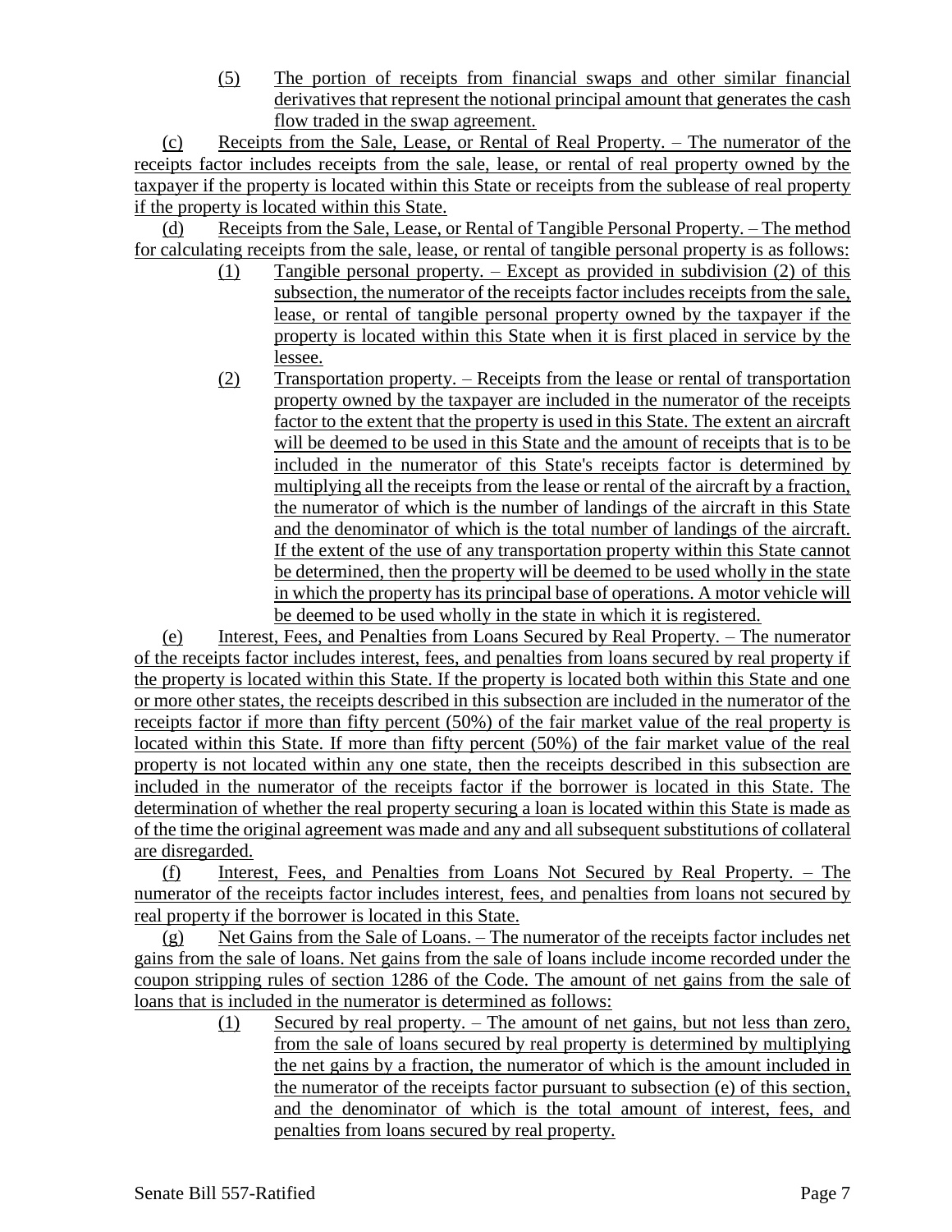(5) The portion of receipts from financial swaps and other similar financial derivatives that represent the notional principal amount that generates the cash flow traded in the swap agreement.

(c) Receipts from the Sale, Lease, or Rental of Real Property. – The numerator of the receipts factor includes receipts from the sale, lease, or rental of real property owned by the taxpayer if the property is located within this State or receipts from the sublease of real property if the property is located within this State.

(d) Receipts from the Sale, Lease, or Rental of Tangible Personal Property. – The method for calculating receipts from the sale, lease, or rental of tangible personal property is as follows:

(1) Tangible personal property. – Except as provided in subdivision (2) of this subsection, the numerator of the receipts factor includes receipts from the sale, lease, or rental of tangible personal property owned by the taxpayer if the property is located within this State when it is first placed in service by the lessee.

(2) Transportation property. – Receipts from the lease or rental of transportation property owned by the taxpayer are included in the numerator of the receipts factor to the extent that the property is used in this State. The extent an aircraft will be deemed to be used in this State and the amount of receipts that is to be included in the numerator of this State's receipts factor is determined by multiplying all the receipts from the lease or rental of the aircraft by a fraction, the numerator of which is the number of landings of the aircraft in this State and the denominator of which is the total number of landings of the aircraft. If the extent of the use of any transportation property within this State cannot be determined, then the property will be deemed to be used wholly in the state in which the property has its principal base of operations. A motor vehicle will be deemed to be used wholly in the state in which it is registered.

(e) Interest, Fees, and Penalties from Loans Secured by Real Property. – The numerator of the receipts factor includes interest, fees, and penalties from loans secured by real property if the property is located within this State. If the property is located both within this State and one or more other states, the receipts described in this subsection are included in the numerator of the receipts factor if more than fifty percent (50%) of the fair market value of the real property is located within this State. If more than fifty percent (50%) of the fair market value of the real property is not located within any one state, then the receipts described in this subsection are included in the numerator of the receipts factor if the borrower is located in this State. The determination of whether the real property securing a loan is located within this State is made as of the time the original agreement was made and any and all subsequent substitutions of collateral are disregarded.

(f) Interest, Fees, and Penalties from Loans Not Secured by Real Property. – The numerator of the receipts factor includes interest, fees, and penalties from loans not secured by real property if the borrower is located in this State.

(g) Net Gains from the Sale of Loans. – The numerator of the receipts factor includes net gains from the sale of loans. Net gains from the sale of loans include income recorded under the coupon stripping rules of section 1286 of the Code. The amount of net gains from the sale of loans that is included in the numerator is determined as follows:

(1) Secured by real property. – The amount of net gains, but not less than zero, from the sale of loans secured by real property is determined by multiplying the net gains by a fraction, the numerator of which is the amount included in the numerator of the receipts factor pursuant to subsection (e) of this section, and the denominator of which is the total amount of interest, fees, and penalties from loans secured by real property.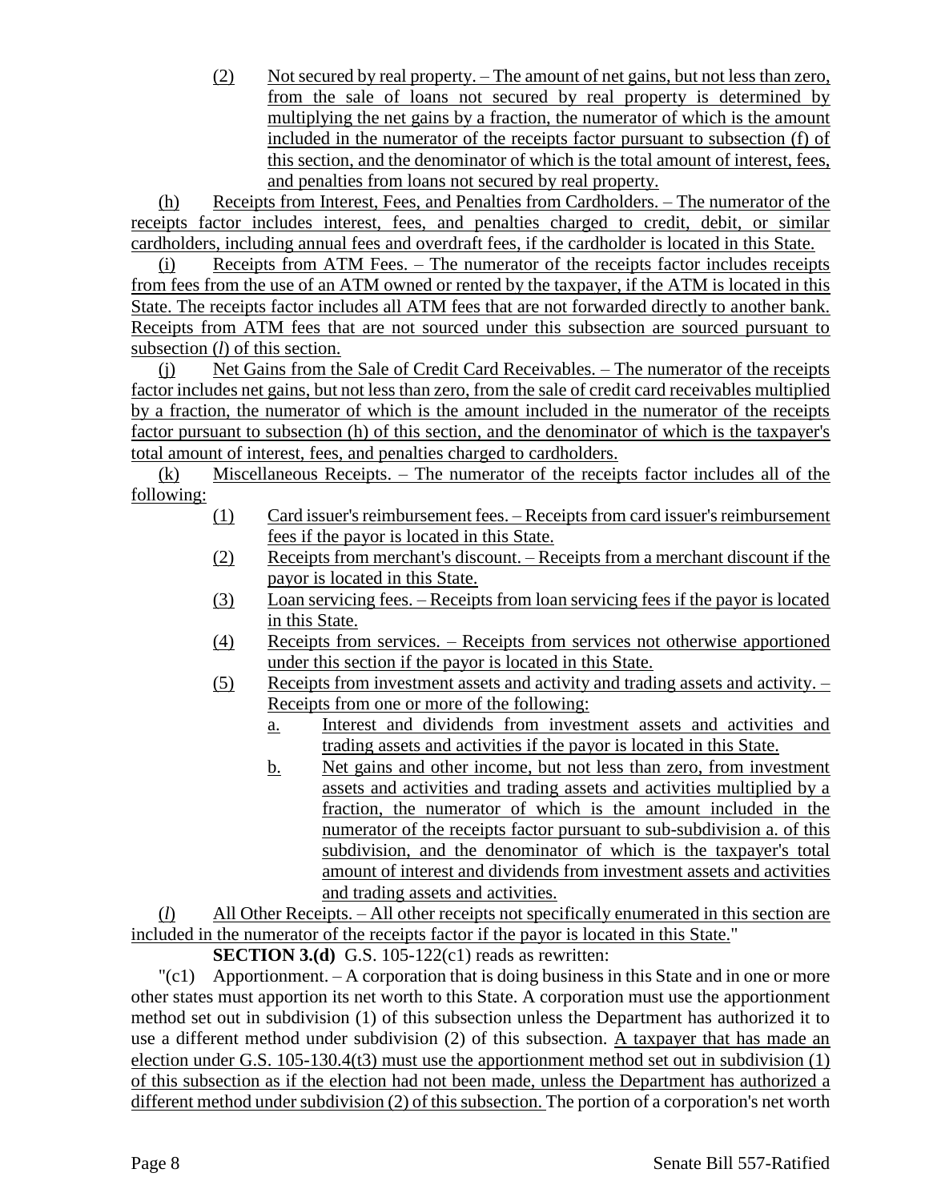(2) Not secured by real property. – The amount of net gains, but not less than zero, from the sale of loans not secured by real property is determined by multiplying the net gains by a fraction, the numerator of which is the amount included in the numerator of the receipts factor pursuant to subsection (f) of this section, and the denominator of which is the total amount of interest, fees, and penalties from loans not secured by real property.

(h) Receipts from Interest, Fees, and Penalties from Cardholders. – The numerator of the receipts factor includes interest, fees, and penalties charged to credit, debit, or similar cardholders, including annual fees and overdraft fees, if the cardholder is located in this State.

(i) Receipts from ATM Fees. – The numerator of the receipts factor includes receipts from fees from the use of an ATM owned or rented by the taxpayer, if the ATM is located in this State. The receipts factor includes all ATM fees that are not forwarded directly to another bank. Receipts from ATM fees that are not sourced under this subsection are sourced pursuant to subsection (*l*) of this section.

(j) Net Gains from the Sale of Credit Card Receivables. – The numerator of the receipts factor includes net gains, but not less than zero, from the sale of credit card receivables multiplied by a fraction, the numerator of which is the amount included in the numerator of the receipts factor pursuant to subsection (h) of this section, and the denominator of which is the taxpayer's total amount of interest, fees, and penalties charged to cardholders.

(k) Miscellaneous Receipts. – The numerator of the receipts factor includes all of the following:

(1) Card issuer's reimbursement fees. – Receipts from card issuer's reimbursement fees if the payor is located in this State.

(2) Receipts from merchant's discount. – Receipts from a merchant discount if the payor is located in this State.

(3) Loan servicing fees. – Receipts from loan servicing fees if the payor is located in this State.

(4) Receipts from services. – Receipts from services not otherwise apportioned under this section if the payor is located in this State.

(5) Receipts from investment assets and activity and trading assets and activity. – Receipts from one or more of the following:

a. Interest and dividends from investment assets and activities and trading assets and activities if the payor is located in this State.

b. Net gains and other income, but not less than zero, from investment assets and activities and trading assets and activities multiplied by a fraction, the numerator of which is the amount included in the numerator of the receipts factor pursuant to sub-subdivision a. of this subdivision, and the denominator of which is the taxpayer's total amount of interest and dividends from investment assets and activities and trading assets and activities.

(*l*) All Other Receipts. – All other receipts not specifically enumerated in this section are included in the numerator of the receipts factor if the payor is located in this State."

**SECTION 3.(d)** G.S. 105-122(c1) reads as rewritten:

"(c1) Apportionment. – A corporation that is doing business in this State and in one or more other states must apportion its net worth to this State. A corporation must use the apportionment method set out in subdivision (1) of this subsection unless the Department has authorized it to use a different method under subdivision (2) of this subsection. A taxpayer that has made an election under G.S. 105-130.4(t3) must use the apportionment method set out in subdivision (1) of this subsection as if the election had not been made, unless the Department has authorized a different method under subdivision (2) of this subsection. The portion of a corporation's net worth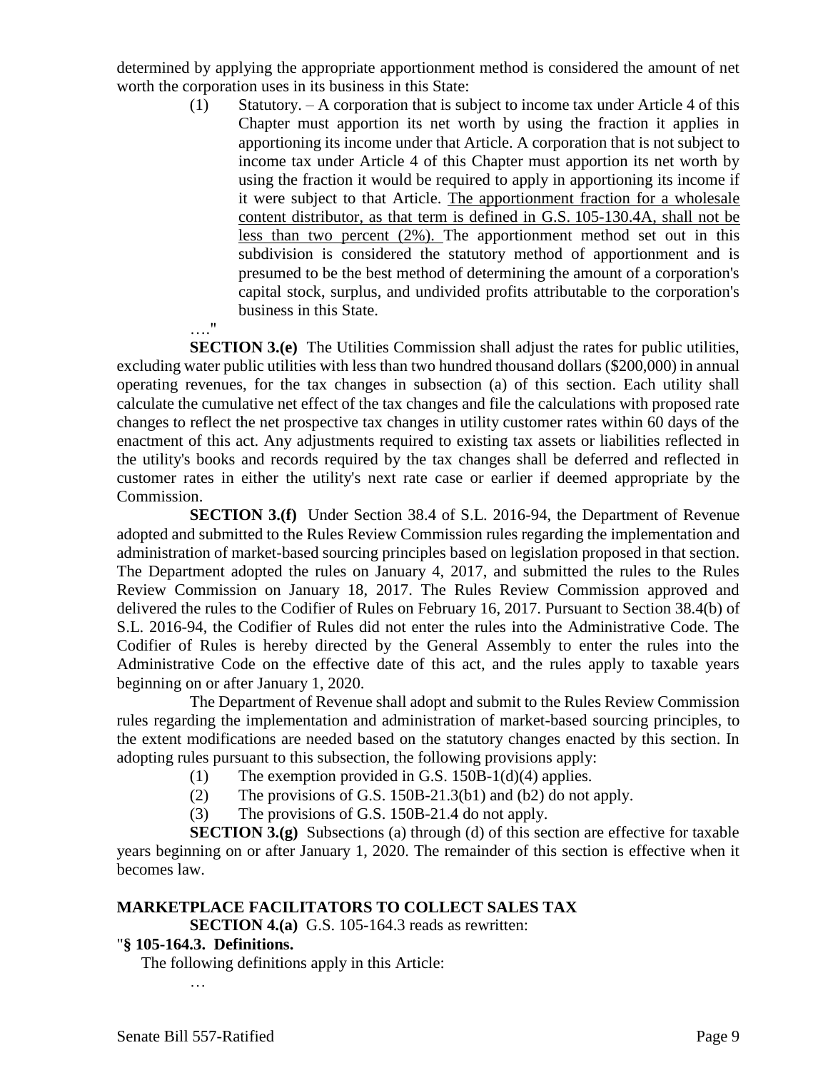determined by applying the appropriate apportionment method is considered the amount of net worth the corporation uses in its business in this State:

> (1) Statutory. – A corporation that is subject to income tax under Article 4 of this Chapter must apportion its net worth by using the fraction it applies in apportioning its income under that Article. A corporation that is not subject to income tax under Article 4 of this Chapter must apportion its net worth by using the fraction it would be required to apply in apportioning its income if it were subject to that Article. <u>The apportionment fraction for a wholesale content distributor, as that term is defined in G.S. 105-130.4A, shall not be less than two percent (2%).</u> The apportionment method set out in this subdivision is considered the statutory method of apportionment and is presumed to be the best method of determining the amount of a corporation's capital stock, surplus, and undivided profits attributable to the corporation's business in this State.

…."

**SECTION 3.(e)** The Utilities Commission shall adjust the rates for public utilities, excluding water public utilities with less than two hundred thousand dollars ($200,000) in annual operating revenues, for the tax changes in subsection (a) of this section. Each utility shall calculate the cumulative net effect of the tax changes and file the calculations with proposed rate changes to reflect the net prospective tax changes in utility customer rates within 60 days of the enactment of this act. Any adjustments required to existing tax assets or liabilities reflected in the utility's books and records required by the tax changes shall be deferred and reflected in customer rates in either the utility's next rate case or earlier if deemed appropriate by the Commission.

**SECTION 3.(f)** Under Section 38.4 of S.L. 2016-94, the Department of Revenue adopted and submitted to the Rules Review Commission rules regarding the implementation and administration of market-based sourcing principles based on legislation proposed in that section. The Department adopted the rules on January 4, 2017, and submitted the rules to the Rules Review Commission on January 18, 2017. The Rules Review Commission approved and delivered the rules to the Codifier of Rules on February 16, 2017. Pursuant to Section 38.4(b) of S.L. 2016-94, the Codifier of Rules did not enter the rules into the Administrative Code. The Codifier of Rules is hereby directed by the General Assembly to enter the rules into the Administrative Code on the effective date of this act, and the rules apply to taxable years beginning on or after January 1, 2020.

The Department of Revenue shall adopt and submit to the Rules Review Commission rules regarding the implementation and administration of market-based sourcing principles, to the extent modifications are needed based on the statutory changes enacted by this section. In adopting rules pursuant to this subsection, the following provisions apply:

> (1) The exemption provided in G.S. 150B-1(d)(4) applies.
>
> (2) The provisions of G.S. 150B-21.3(b1) and (b2) do not apply.
>
> (3) The provisions of G.S. 150B-21.4 do not apply.

**SECTION 3.(g)** Subsections (a) through (d) of this section are effective for taxable years beginning on or after January 1, 2020. The remainder of this section is effective when it becomes law.

**MARKETPLACE FACILITATORS TO COLLECT SALES TAX**

**SECTION 4.(a)** G.S. 105-164.3 reads as rewritten:

"**§ 105-164.3. Definitions.**

The following definitions apply in this Article:

…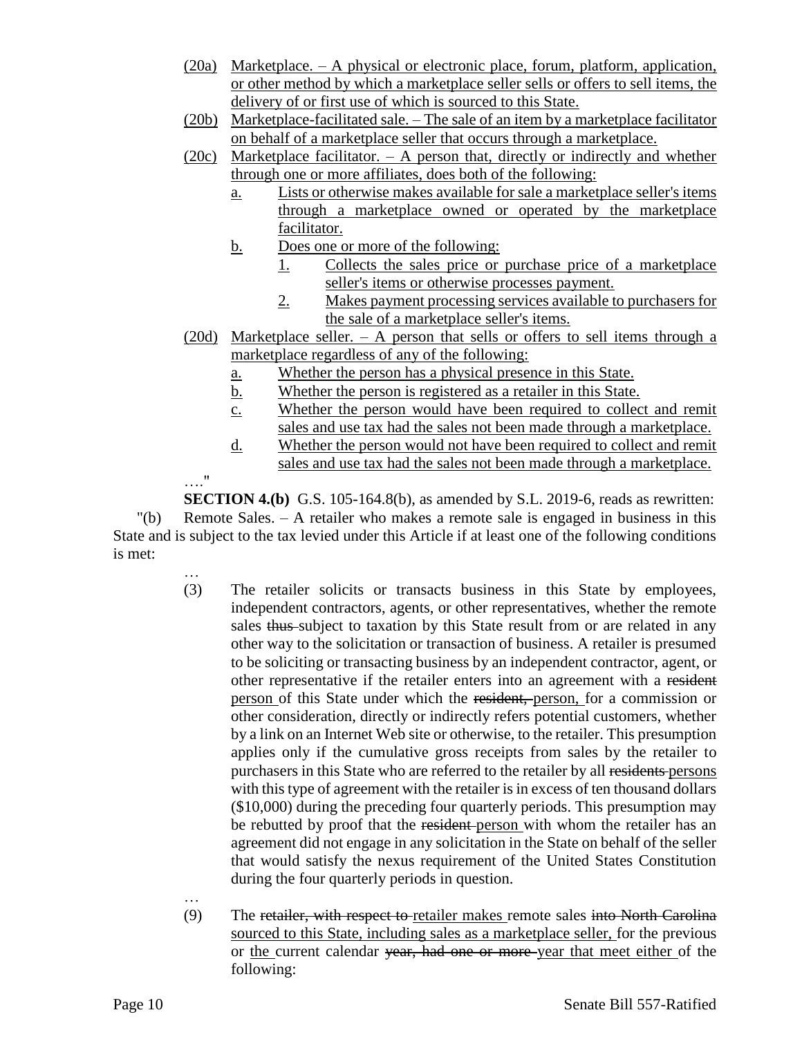(20a) Marketplace. – A physical or electronic place, forum, platform, application, or other method by which a marketplace seller sells or offers to sell items, the delivery of or first use of which is sourced to this State.

(20b) Marketplace-facilitated sale. – The sale of an item by a marketplace facilitator on behalf of a marketplace seller that occurs through a marketplace.

(20c) Marketplace facilitator. – A person that, directly or indirectly and whether through one or more affiliates, does both of the following:

- a. Lists or otherwise makes available for sale a marketplace seller's items through a marketplace owned or operated by the marketplace facilitator.
- b. Does one or more of the following:
  - 1. Collects the sales price or purchase price of a marketplace seller's items or otherwise processes payment.
  - 2. Makes payment processing services available to purchasers for the sale of a marketplace seller's items.

(20d) Marketplace seller. – A person that sells or offers to sell items through a marketplace regardless of any of the following:

- a. Whether the person has a physical presence in this State.
- b. Whether the person is registered as a retailer in this State.
- c. Whether the person would have been required to collect and remit sales and use tax had the sales not been made through a marketplace.
- d. Whether the person would not have been required to collect and remit sales and use tax had the sales not been made through a marketplace.

…."

**SECTION 4.(b)** G.S. 105-164.8(b), as amended by S.L. 2019-6, reads as rewritten:

"(b) Remote Sales. – A retailer who makes a remote sale is engaged in business in this State and is subject to the tax levied under this Article if at least one of the following conditions is met:

…

(3) The retailer solicits or transacts business in this State by employees, independent contractors, agents, or other representatives, whether the remote sales ~~thus~~ subject to taxation by this State result from or are related in any other way to the solicitation or transaction of business. A retailer is presumed to be soliciting or transacting business by an independent contractor, agent, or other representative if the retailer enters into an agreement with a ~~resident~~ person of this State under which the ~~resident,~~ person, for a commission or other consideration, directly or indirectly refers potential customers, whether by a link on an Internet Web site or otherwise, to the retailer. This presumption applies only if the cumulative gross receipts from sales by the retailer to purchasers in this State who are referred to the retailer by all ~~residents~~ persons with this type of agreement with the retailer is in excess of ten thousand dollars ($10,000) during the preceding four quarterly periods. This presumption may be rebutted by proof that the ~~resident~~ person with whom the retailer has an agreement did not engage in any solicitation in the State on behalf of the seller that would satisfy the nexus requirement of the United States Constitution during the four quarterly periods in question.

…

(9) The ~~retailer, with respect to~~ retailer makes remote sales ~~into North Carolina~~ sourced to this State, including sales as a marketplace seller, for the previous or the current calendar ~~year, had one or more~~ year that meet either of the following: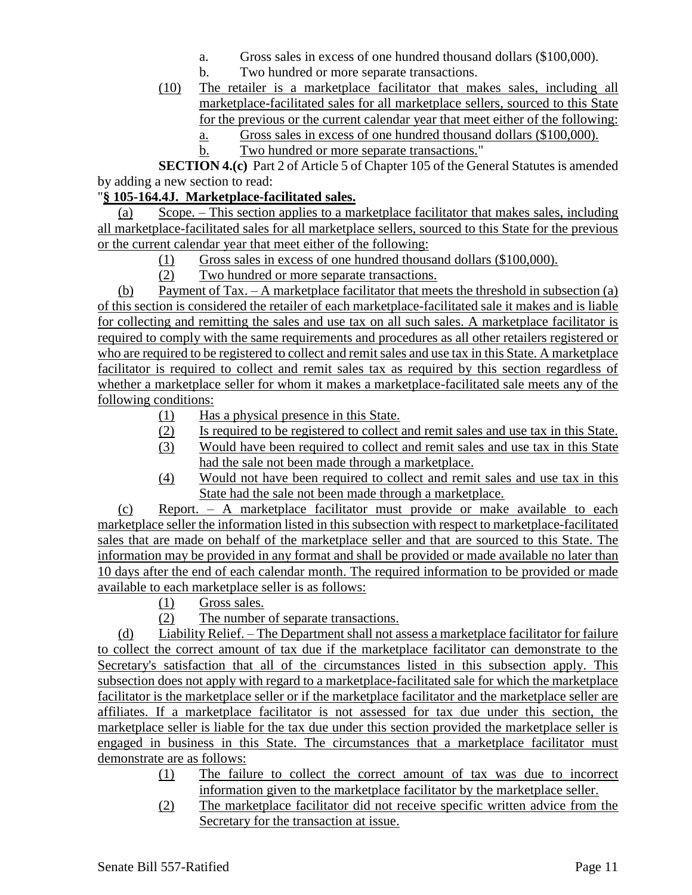a. Gross sales in excess of one hundred thousand dollars ($100,000).

b. Two hundred or more separate transactions.

(10) The retailer is a marketplace facilitator that makes sales, including all marketplace-facilitated sales for all marketplace sellers, sourced to this State for the previous or the current calendar year that meet either of the following:

a. Gross sales in excess of one hundred thousand dollars ($100,000).

b. Two hundred or more separate transactions."

**SECTION 4.(c)** Part 2 of Article 5 of Chapter 105 of the General Statutes is amended by adding a new section to read:

"**§ 105-164.4J. Marketplace-facilitated sales.**

(a) Scope. – This section applies to a marketplace facilitator that makes sales, including all marketplace-facilitated sales for all marketplace sellers, sourced to this State for the previous or the current calendar year that meet either of the following:

(1) Gross sales in excess of one hundred thousand dollars ($100,000).

(2) Two hundred or more separate transactions.

(b) Payment of Tax. – A marketplace facilitator that meets the threshold in subsection (a) of this section is considered the retailer of each marketplace-facilitated sale it makes and is liable for collecting and remitting the sales and use tax on all such sales. A marketplace facilitator is required to comply with the same requirements and procedures as all other retailers registered or who are required to be registered to collect and remit sales and use tax in this State. A marketplace facilitator is required to collect and remit sales tax as required by this section regardless of whether a marketplace seller for whom it makes a marketplace-facilitated sale meets any of the following conditions:

(1) Has a physical presence in this State.

(2) Is required to be registered to collect and remit sales and use tax in this State.

(3) Would have been required to collect and remit sales and use tax in this State had the sale not been made through a marketplace.

(4) Would not have been required to collect and remit sales and use tax in this State had the sale not been made through a marketplace.

(c) Report. – A marketplace facilitator must provide or make available to each marketplace seller the information listed in this subsection with respect to marketplace-facilitated sales that are made on behalf of the marketplace seller and that are sourced to this State. The information may be provided in any format and shall be provided or made available no later than 10 days after the end of each calendar month. The required information to be provided or made available to each marketplace seller is as follows:

(1) Gross sales.

(2) The number of separate transactions.

(d) Liability Relief. – The Department shall not assess a marketplace facilitator for failure to collect the correct amount of tax due if the marketplace facilitator can demonstrate to the Secretary's satisfaction that all of the circumstances listed in this subsection apply. This subsection does not apply with regard to a marketplace-facilitated sale for which the marketplace facilitator is the marketplace seller or if the marketplace facilitator and the marketplace seller are affiliates. If a marketplace facilitator is not assessed for tax due under this section, the marketplace seller is liable for the tax due under this section provided the marketplace seller is engaged in business in this State. The circumstances that a marketplace facilitator must demonstrate are as follows:

(1) The failure to collect the correct amount of tax was due to incorrect information given to the marketplace facilitator by the marketplace seller.

(2) The marketplace facilitator did not receive specific written advice from the Secretary for the transaction at issue.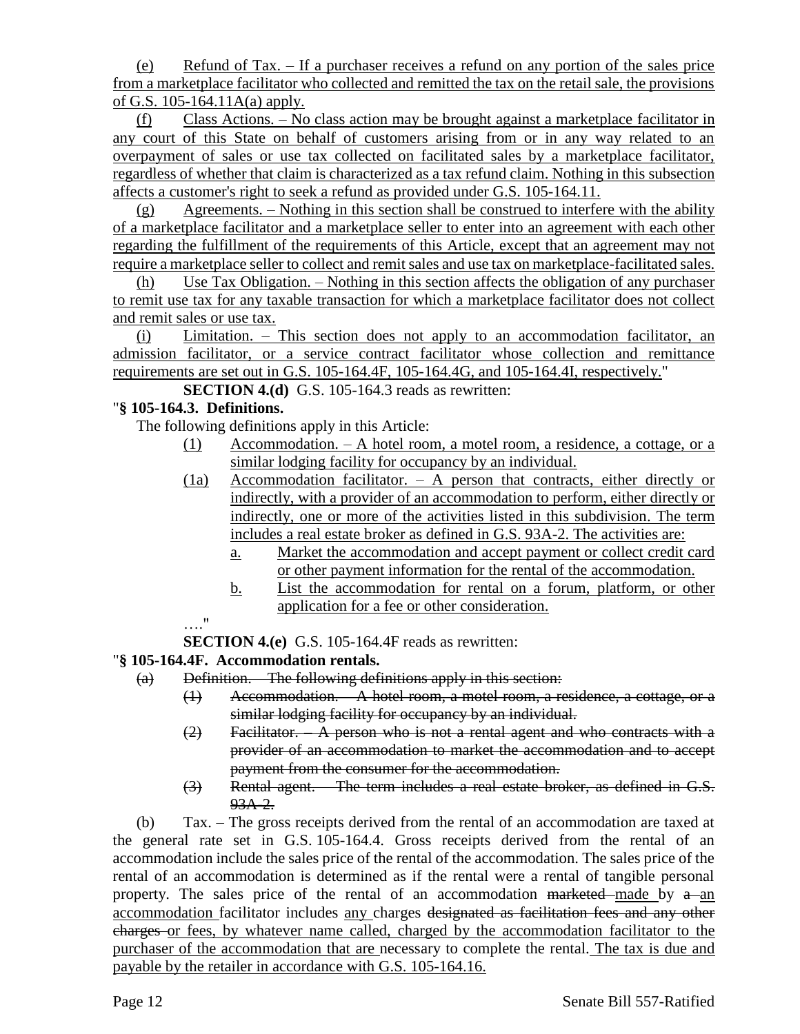(e) Refund of Tax. – If a purchaser receives a refund on any portion of the sales price from a marketplace facilitator who collected and remitted the tax on the retail sale, the provisions of G.S. 105-164.11A(a) apply.

(f) Class Actions. – No class action may be brought against a marketplace facilitator in any court of this State on behalf of customers arising from or in any way related to an overpayment of sales or use tax collected on facilitated sales by a marketplace facilitator, regardless of whether that claim is characterized as a tax refund claim. Nothing in this subsection affects a customer's right to seek a refund as provided under G.S. 105-164.11.

(g) Agreements. – Nothing in this section shall be construed to interfere with the ability of a marketplace facilitator and a marketplace seller to enter into an agreement with each other regarding the fulfillment of the requirements of this Article, except that an agreement may not require a marketplace seller to collect and remit sales and use tax on marketplace-facilitated sales.

(h) Use Tax Obligation. – Nothing in this section affects the obligation of any purchaser to remit use tax for any taxable transaction for which a marketplace facilitator does not collect and remit sales or use tax.

(i) Limitation. – This section does not apply to an accommodation facilitator, an admission facilitator, or a service contract facilitator whose collection and remittance requirements are set out in G.S. 105-164.4F, 105-164.4G, and 105-164.4I, respectively."

**SECTION 4.(d)** G.S. 105-164.3 reads as rewritten:

"**§ 105-164.3. Definitions.**

The following definitions apply in this Article:

(1) Accommodation. – A hotel room, a motel room, a residence, a cottage, or a similar lodging facility for occupancy by an individual.

(1a) Accommodation facilitator. – A person that contracts, either directly or indirectly, with a provider of an accommodation to perform, either directly or indirectly, one or more of the activities listed in this subdivision. The term includes a real estate broker as defined in G.S. 93A-2. The activities are:

a. Market the accommodation and accept payment or collect credit card or other payment information for the rental of the accommodation.

b. List the accommodation for rental on a forum, platform, or other application for a fee or other consideration.

…."

**SECTION 4.(e)** G.S. 105-164.4F reads as rewritten:

"**§ 105-164.4F. Accommodation rentals.**

~~(a) Definition. – The following definitions apply in this section:~~

~~(1) Accommodation. – A hotel room, a motel room, a residence, a cottage, or a similar lodging facility for occupancy by an individual.~~

~~(2) Facilitator. – A person who is not a rental agent and who contracts with a provider of an accommodation to market the accommodation and to accept payment from the consumer for the accommodation.~~

~~(3) Rental agent. – The term includes a real estate broker, as defined in G.S. 93A-2.~~

(b) Tax. – The gross receipts derived from the rental of an accommodation are taxed at the general rate set in G.S. 105-164.4. Gross receipts derived from the rental of an accommodation include the sales price of the rental of the accommodation. The sales price of the rental of an accommodation is determined as if the rental were a rental of tangible personal property. The sales price of the rental of an accommodation ~~marketed~~ made by ~~a~~ an accommodation facilitator includes any charges ~~designated as facilitation fees and any other charges~~ or fees, by whatever name called, charged by the accommodation facilitator to the purchaser of the accommodation that are necessary to complete the rental. The tax is due and payable by the retailer in accordance with G.S. 105-164.16.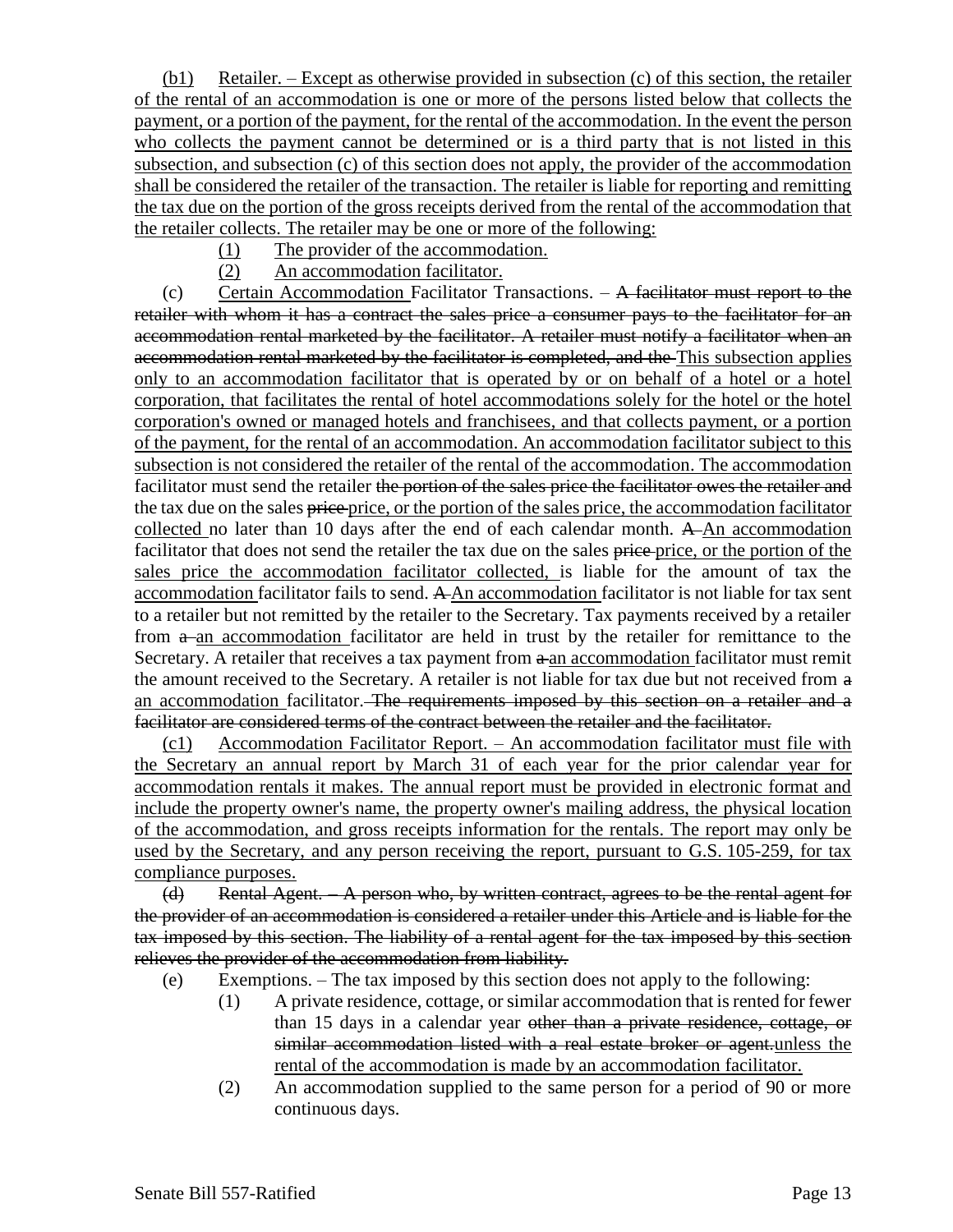(b1) Retailer. – Except as otherwise provided in subsection (c) of this section, the retailer of the rental of an accommodation is one or more of the persons listed below that collects the payment, or a portion of the payment, for the rental of the accommodation. In the event the person who collects the payment cannot be determined or is a third party that is not listed in this subsection, and subsection (c) of this section does not apply, the provider of the accommodation shall be considered the retailer of the transaction. The retailer is liable for reporting and remitting the tax due on the portion of the gross receipts derived from the rental of the accommodation that the retailer collects. The retailer may be one or more of the following:

(1) The provider of the accommodation.

(2) An accommodation facilitator.

(c) Certain Accommodation Facilitator Transactions. – ~~A facilitator must report to the retailer with whom it has a contract the sales price a consumer pays to the facilitator for an accommodation rental marketed by the facilitator. A retailer must notify a facilitator when an accommodation rental marketed by the facilitator is completed, and the~~ This subsection applies only to an accommodation facilitator that is operated by or on behalf of a hotel or a hotel corporation, that facilitates the rental of hotel accommodations solely for the hotel or the hotel corporation's owned or managed hotels and franchisees, and that collects payment, or a portion of the payment, for the rental of an accommodation. An accommodation facilitator subject to this subsection is not considered the retailer of the rental of the accommodation. The accommodation facilitator must send the retailer ~~the portion of the sales price the facilitator owes the retailer and~~ the tax due on the sales ~~price~~ price, or the portion of the sales price, the accommodation facilitator collected no later than 10 days after the end of each calendar month. ~~A~~ An accommodation facilitator that does not send the retailer the tax due on the sales ~~price~~ price, or the portion of the sales price the accommodation facilitator collected, is liable for the amount of tax the accommodation facilitator fails to send. ~~A~~ An accommodation facilitator is not liable for tax sent to a retailer but not remitted by the retailer to the Secretary. Tax payments received by a retailer from ~~a~~ an accommodation facilitator are held in trust by the retailer for remittance to the Secretary. A retailer that receives a tax payment from ~~a~~ an accommodation facilitator must remit the amount received to the Secretary. A retailer is not liable for tax due but not received from ~~a~~ an accommodation facilitator. ~~The requirements imposed by this section on a retailer and a facilitator are considered terms of the contract between the retailer and the facilitator.~~

(c1) Accommodation Facilitator Report. – An accommodation facilitator must file with the Secretary an annual report by March 31 of each year for the prior calendar year for accommodation rentals it makes. The annual report must be provided in electronic format and include the property owner's name, the property owner's mailing address, the physical location of the accommodation, and gross receipts information for the rentals. The report may only be used by the Secretary, and any person receiving the report, pursuant to G.S. 105-259, for tax compliance purposes.

~~(d) Rental Agent. – A person who, by written contract, agrees to be the rental agent for the provider of an accommodation is considered a retailer under this Article and is liable for the tax imposed by this section. The liability of a rental agent for the tax imposed by this section relieves the provider of the accommodation from liability.~~

(e) Exemptions. – The tax imposed by this section does not apply to the following:

(1) A private residence, cottage, or similar accommodation that is rented for fewer than 15 days in a calendar year ~~other than a private residence, cottage, or similar accommodation listed with a real estate broker or agent.~~ unless the rental of the accommodation is made by an accommodation facilitator.

(2) An accommodation supplied to the same person for a period of 90 or more continuous days.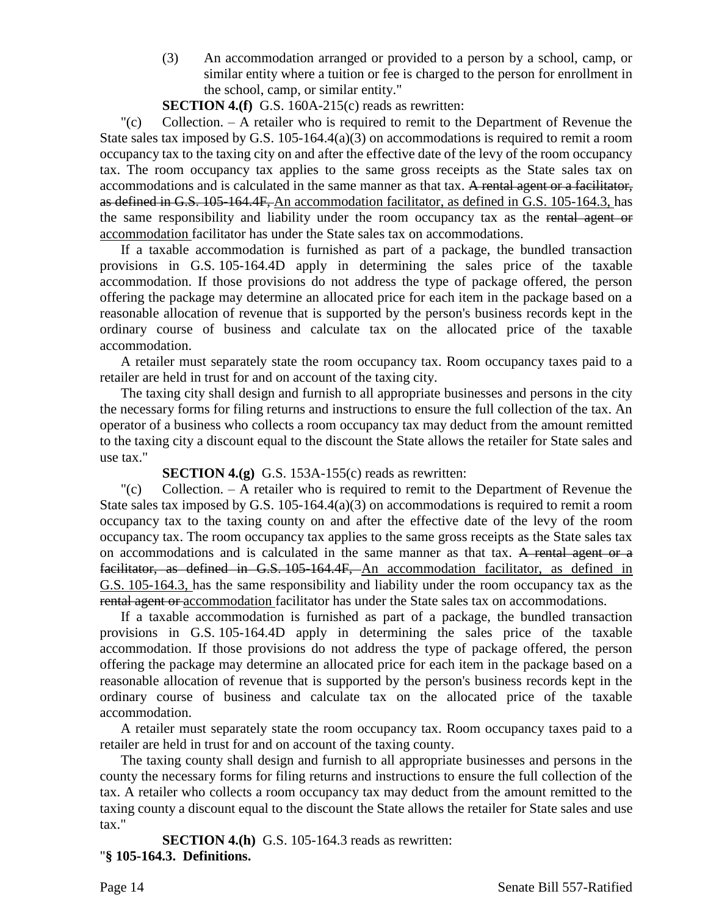(3) An accommodation arranged or provided to a person by a school, camp, or similar entity where a tuition or fee is charged to the person for enrollment in the school, camp, or similar entity."

**SECTION 4.(f)** G.S. 160A-215(c) reads as rewritten:

"(c) Collection. – A retailer who is required to remit to the Department of Revenue the State sales tax imposed by G.S. 105-164.4(a)(3) on accommodations is required to remit a room occupancy tax to the taxing city on and after the effective date of the levy of the room occupancy tax. The room occupancy tax applies to the same gross receipts as the State sales tax on accommodations and is calculated in the same manner as that tax. ~~A rental agent or a facilitator, as defined in G.S. 105-164.4F,~~ An accommodation facilitator, as defined in G.S. 105-164.3, has the same responsibility and liability under the room occupancy tax as the ~~rental agent or~~ accommodation facilitator has under the State sales tax on accommodations.

If a taxable accommodation is furnished as part of a package, the bundled transaction provisions in G.S. 105-164.4D apply in determining the sales price of the taxable accommodation. If those provisions do not address the type of package offered, the person offering the package may determine an allocated price for each item in the package based on a reasonable allocation of revenue that is supported by the person's business records kept in the ordinary course of business and calculate tax on the allocated price of the taxable accommodation.

A retailer must separately state the room occupancy tax. Room occupancy taxes paid to a retailer are held in trust for and on account of the taxing city.

The taxing city shall design and furnish to all appropriate businesses and persons in the city the necessary forms for filing returns and instructions to ensure the full collection of the tax. An operator of a business who collects a room occupancy tax may deduct from the amount remitted to the taxing city a discount equal to the discount the State allows the retailer for State sales and use tax."

**SECTION 4.(g)** G.S. 153A-155(c) reads as rewritten:

"(c) Collection. – A retailer who is required to remit to the Department of Revenue the State sales tax imposed by G.S. 105-164.4(a)(3) on accommodations is required to remit a room occupancy tax to the taxing county on and after the effective date of the levy of the room occupancy tax. The room occupancy tax applies to the same gross receipts as the State sales tax on accommodations and is calculated in the same manner as that tax. ~~A rental agent or a facilitator, as defined in G.S. 105-164.4F,~~ An accommodation facilitator, as defined in G.S. 105-164.3, has the same responsibility and liability under the room occupancy tax as the ~~rental agent or~~ accommodation facilitator has under the State sales tax on accommodations.

If a taxable accommodation is furnished as part of a package, the bundled transaction provisions in G.S. 105-164.4D apply in determining the sales price of the taxable accommodation. If those provisions do not address the type of package offered, the person offering the package may determine an allocated price for each item in the package based on a reasonable allocation of revenue that is supported by the person's business records kept in the ordinary course of business and calculate tax on the allocated price of the taxable accommodation.

A retailer must separately state the room occupancy tax. Room occupancy taxes paid to a retailer are held in trust for and on account of the taxing county.

The taxing county shall design and furnish to all appropriate businesses and persons in the county the necessary forms for filing returns and instructions to ensure the full collection of the tax. A retailer who collects a room occupancy tax may deduct from the amount remitted to the taxing county a discount equal to the discount the State allows the retailer for State sales and use tax."

**SECTION 4.(h)** G.S. 105-164.3 reads as rewritten:

"**§ 105-164.3. Definitions.**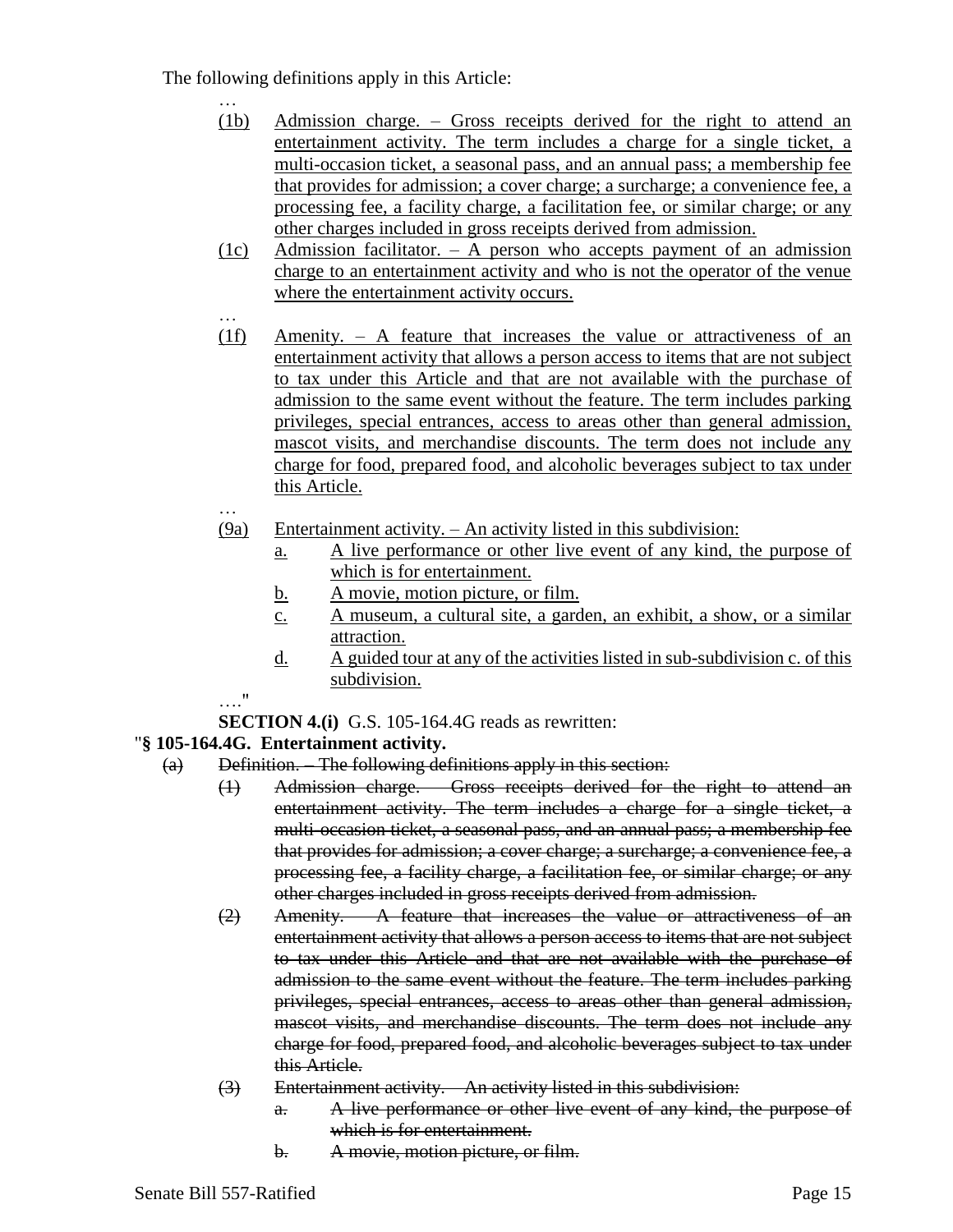The following definitions apply in this Article:

…

(1b) Admission charge. – Gross receipts derived for the right to attend an entertainment activity. The term includes a charge for a single ticket, a multi-occasion ticket, a seasonal pass, and an annual pass; a membership fee that provides for admission; a cover charge; a surcharge; a convenience fee, a processing fee, a facility charge, a facilitation fee, or similar charge; or any other charges included in gross receipts derived from admission.

(1c) Admission facilitator. – A person who accepts payment of an admission charge to an entertainment activity and who is not the operator of the venue where the entertainment activity occurs.

…

(1f) Amenity. – A feature that increases the value or attractiveness of an entertainment activity that allows a person access to items that are not subject to tax under this Article and that are not available with the purchase of admission to the same event without the feature. The term includes parking privileges, special entrances, access to areas other than general admission, mascot visits, and merchandise discounts. The term does not include any charge for food, prepared food, and alcoholic beverages subject to tax under this Article.

…

(9a) Entertainment activity. – An activity listed in this subdivision:

a. A live performance or other live event of any kind, the purpose of which is for entertainment.

b. A movie, motion picture, or film.

c. A museum, a cultural site, a garden, an exhibit, a show, or a similar attraction.

d. A guided tour at any of the activities listed in sub-subdivision c. of this subdivision.

…."

**SECTION 4.(i)** G.S. 105-164.4G reads as rewritten:

"**§ 105-164.4G. Entertainment activity.**

~~(a) Definition. – The following definitions apply in this section:~~

~~(1) Admission charge. – Gross receipts derived for the right to attend an entertainment activity. The term includes a charge for a single ticket, a multi-occasion ticket, a seasonal pass, and an annual pass; a membership fee that provides for admission; a cover charge; a surcharge; a convenience fee, a processing fee, a facility charge, a facilitation fee, or similar charge; or any other charges included in gross receipts derived from admission.~~

~~(2) Amenity. – A feature that increases the value or attractiveness of an entertainment activity that allows a person access to items that are not subject to tax under this Article and that are not available with the purchase of admission to the same event without the feature. The term includes parking privileges, special entrances, access to areas other than general admission, mascot visits, and merchandise discounts. The term does not include any charge for food, prepared food, and alcoholic beverages subject to tax under this Article.~~

~~(3) Entertainment activity. – An activity listed in this subdivision:~~

~~a. A live performance or other live event of any kind, the purpose of which is for entertainment.~~

~~b. A movie, motion picture, or film.~~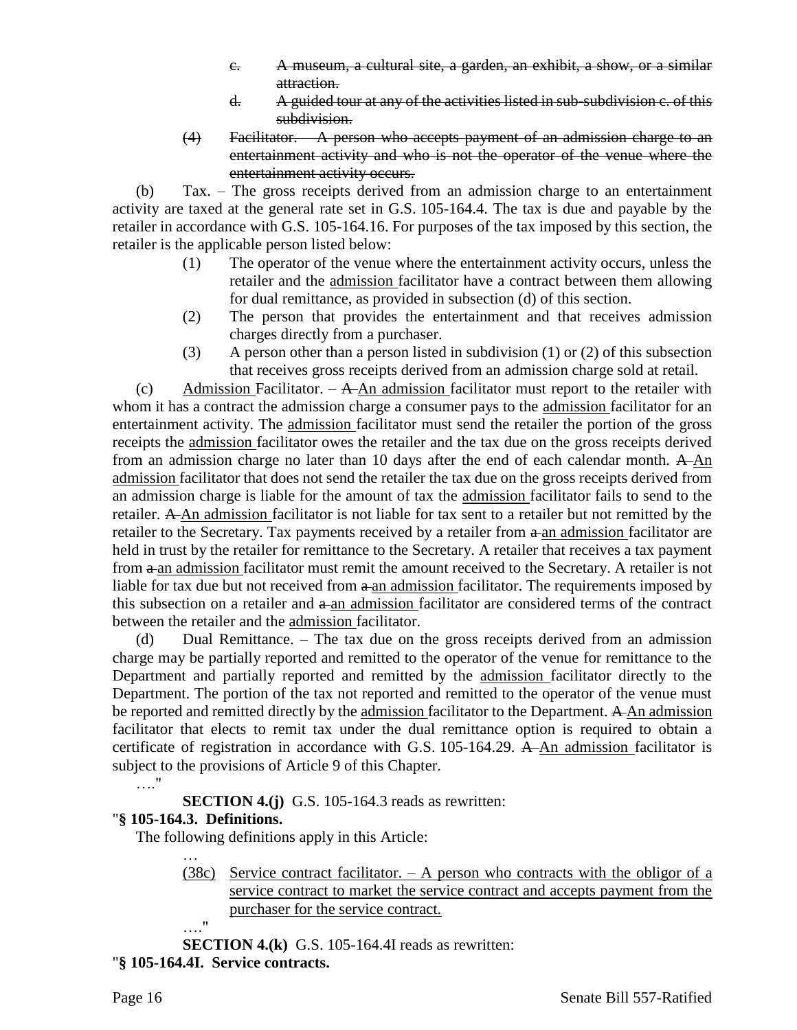c. ~~A museum, a cultural site, a garden, an exhibit, a show, or a similar attraction.~~

d. ~~A guided tour at any of the activities listed in sub-subdivision c. of this subdivision.~~

(4) ~~Facilitator. – A person who accepts payment of an admission charge to an entertainment activity and who is not the operator of the venue where the entertainment activity occurs.~~

(b) Tax. – The gross receipts derived from an admission charge to an entertainment activity are taxed at the general rate set in G.S. 105-164.4. The tax is due and payable by the retailer in accordance with G.S. 105-164.16. For purposes of the tax imposed by this section, the retailer is the applicable person listed below:

(1) The operator of the venue where the entertainment activity occurs, unless the retailer and the <u>admission</u> facilitator have a contract between them allowing for dual remittance, as provided in subsection (d) of this section.

(2) The person that provides the entertainment and that receives admission charges directly from a purchaser.

(3) A person other than a person listed in subdivision (1) or (2) of this subsection that receives gross receipts derived from an admission charge sold at retail.

(c) <u>Admission</u> Facilitator. – ~~A~~ <u>An admission</u> facilitator must report to the retailer with whom it has a contract the admission charge a consumer pays to the <u>admission</u> facilitator for an entertainment activity. The <u>admission</u> facilitator must send the retailer the portion of the gross receipts the <u>admission</u> facilitator owes the retailer and the tax due on the gross receipts derived from an admission charge no later than 10 days after the end of each calendar month. ~~A~~ <u>An admission</u> facilitator that does not send the retailer the tax due on the gross receipts derived from an admission charge is liable for the amount of tax the <u>admission</u> facilitator fails to send to the retailer. ~~A~~ <u>An admission</u> facilitator is not liable for tax sent to a retailer but not remitted by the retailer to the Secretary. Tax payments received by a retailer from ~~a~~ <u>an admission</u> facilitator are held in trust by the retailer for remittance to the Secretary. A retailer that receives a tax payment from ~~a~~ <u>an admission</u> facilitator must remit the amount received to the Secretary. A retailer is not liable for tax due but not received from ~~a~~ <u>an admission</u> facilitator. The requirements imposed by this subsection on a retailer and ~~a~~ <u>an admission</u> facilitator are considered terms of the contract between the retailer and the <u>admission</u> facilitator.

(d) Dual Remittance. – The tax due on the gross receipts derived from an admission charge may be partially reported and remitted to the operator of the venue for remittance to the Department and partially reported and remitted by the <u>admission</u> facilitator directly to the Department. The portion of the tax not reported and remitted to the operator of the venue must be reported and remitted directly by the <u>admission</u> facilitator to the Department. ~~A~~ <u>An admission</u> facilitator that elects to remit tax under the dual remittance option is required to obtain a certificate of registration in accordance with G.S. 105-164.29. ~~A~~ <u>An admission</u> facilitator is subject to the provisions of Article 9 of this Chapter.

…."

**SECTION 4.(j)** G.S. 105-164.3 reads as rewritten:

"**§ 105-164.3. Definitions.**

The following definitions apply in this Article:

…

<u>(38c) Service contract facilitator. – A person who contracts with the obligor of a service contract to market the service contract and accepts payment from the purchaser for the service contract.</u>

…."

**SECTION 4.(k)** G.S. 105-164.4I reads as rewritten:

"**§ 105-164.4I. Service contracts.**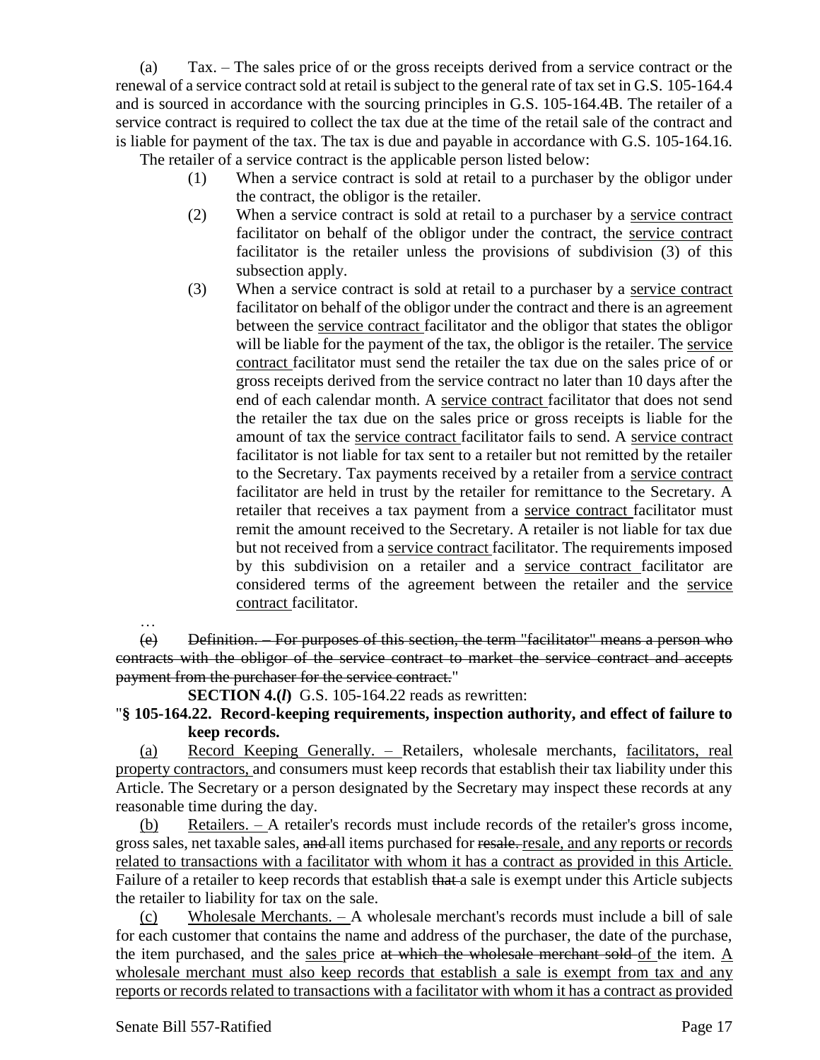(a) Tax. – The sales price of or the gross receipts derived from a service contract or the renewal of a service contract sold at retail is subject to the general rate of tax set in G.S. 105-164.4 and is sourced in accordance with the sourcing principles in G.S. 105-164.4B. The retailer of a service contract is required to collect the tax due at the time of the retail sale of the contract and is liable for payment of the tax. The tax is due and payable in accordance with G.S. 105-164.16.

The retailer of a service contract is the applicable person listed below:

(1) When a service contract is sold at retail to a purchaser by the obligor under the contract, the obligor is the retailer.

(2) When a service contract is sold at retail to a purchaser by a <u>service contract</u> facilitator on behalf of the obligor under the contract, the <u>service contract</u> facilitator is the retailer unless the provisions of subdivision (3) of this subsection apply.

(3) When a service contract is sold at retail to a purchaser by a <u>service contract</u> facilitator on behalf of the obligor under the contract and there is an agreement between the <u>service contract</u> facilitator and the obligor that states the obligor will be liable for the payment of the tax, the obligor is the retailer. The <u>service contract</u> facilitator must send the retailer the tax due on the sales price of or gross receipts derived from the service contract no later than 10 days after the end of each calendar month. A <u>service contract</u> facilitator that does not send the retailer the tax due on the sales price or gross receipts is liable for the amount of tax the <u>service contract</u> facilitator fails to send. A <u>service contract</u> facilitator is not liable for tax sent to a retailer but not remitted by the retailer to the Secretary. Tax payments received by a retailer from a <u>service contract</u> facilitator are held in trust by the retailer for remittance to the Secretary. A retailer that receives a tax payment from a <u>service contract</u> facilitator must remit the amount received to the Secretary. A retailer is not liable for tax due but not received from a <u>service contract</u> facilitator. The requirements imposed by this subdivision on a retailer and a <u>service contract</u> facilitator are considered terms of the agreement between the retailer and the <u>service contract</u> facilitator.

…

~~(e) Definition. – For purposes of this section, the term "facilitator" means a person who contracts with the obligor of the service contract to market the service contract and accepts payment from the purchaser for the service contract.~~"

**SECTION 4.(*l*)** G.S. 105-164.22 reads as rewritten:

"**§ 105-164.22. Record-keeping requirements, inspection authority, and effect of failure to keep records.**

<u>(a) Record Keeping Generally. –</u> Retailers, wholesale merchants, <u>facilitators, real property contractors,</u> and consumers must keep records that establish their tax liability under this Article. The Secretary or a person designated by the Secretary may inspect these records at any reasonable time during the day.

<u>(b) Retailers. –</u> A retailer's records must include records of the retailer's gross income, gross sales, net taxable sales, ~~and~~ all items purchased for ~~resale.~~ <u>resale, and any reports or records related to transactions with a facilitator with whom it has a contract as provided in this Article.</u> Failure of a retailer to keep records that establish ~~that~~ <u>a</u> sale is exempt under this Article subjects the retailer to liability for tax on the sale.

<u>(c) Wholesale Merchants. –</u> A wholesale merchant's records must include a bill of sale for each customer that contains the name and address of the purchaser, the date of the purchase, the item purchased, and the <u>sales</u> price ~~at which the wholesale merchant sold~~ <u>of</u> the item. <u>A wholesale merchant must also keep records that establish a sale is exempt from tax and any reports or records related to transactions with a facilitator with whom it has a contract as provided</u>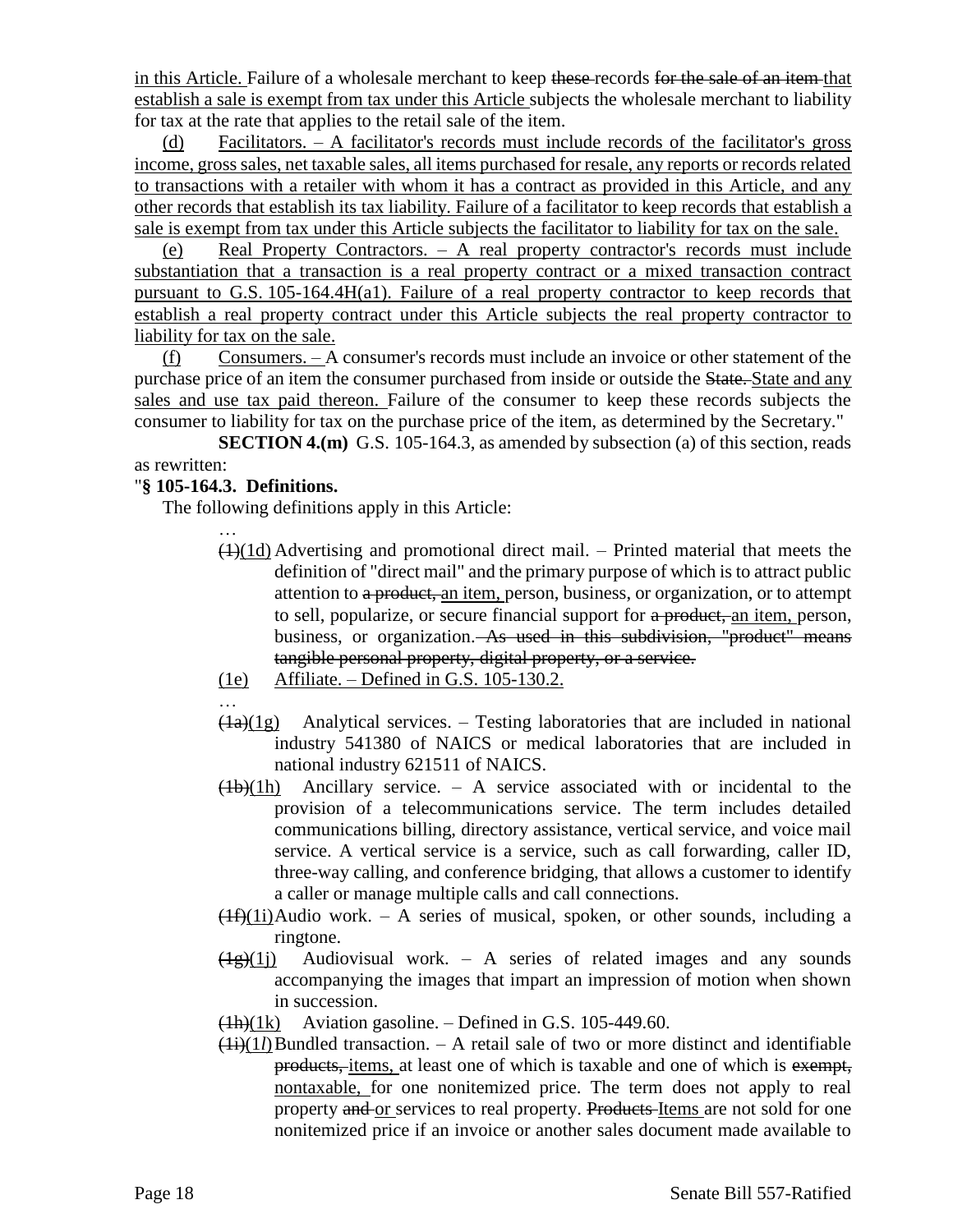in this Article. Failure of a wholesale merchant to keep ~~these~~ records ~~for the sale of an item~~ that establish a sale is exempt from tax under this Article subjects the wholesale merchant to liability for tax at the rate that applies to the retail sale of the item.

(d) Facilitators. – A facilitator's records must include records of the facilitator's gross income, gross sales, net taxable sales, all items purchased for resale, any reports or records related to transactions with a retailer with whom it has a contract as provided in this Article, and any other records that establish its tax liability. Failure of a facilitator to keep records that establish a sale is exempt from tax under this Article subjects the facilitator to liability for tax on the sale.

(e) Real Property Contractors. – A real property contractor's records must include substantiation that a transaction is a real property contract or a mixed transaction contract pursuant to G.S. 105-164.4H(a1). Failure of a real property contractor to keep records that establish a real property contract under this Article subjects the real property contractor to liability for tax on the sale.

(f) Consumers. – A consumer's records must include an invoice or other statement of the purchase price of an item the consumer purchased from inside or outside the ~~State.~~ State and any sales and use tax paid thereon. Failure of the consumer to keep these records subjects the consumer to liability for tax on the purchase price of the item, as determined by the Secretary."

**SECTION 4.(m)** G.S. 105-164.3, as amended by subsection (a) of this section, reads as rewritten:

"**§ 105-164.3. Definitions.**

The following definitions apply in this Article:

…

~~(1)~~(1d) Advertising and promotional direct mail. – Printed material that meets the definition of "direct mail" and the primary purpose of which is to attract public attention to ~~a product,~~ an item, person, business, or organization, or to attempt to sell, popularize, or secure financial support for ~~a product,~~ an item, person, business, or organization. ~~As used in this subdivision, "product" means tangible personal property, digital property, or a service.~~

(1e) Affiliate. – Defined in G.S. 105-130.2.

…

~~(1a)~~(1g) Analytical services. – Testing laboratories that are included in national industry 541380 of NAICS or medical laboratories that are included in national industry 621511 of NAICS.

~~(1b)~~(1h) Ancillary service. – A service associated with or incidental to the provision of a telecommunications service. The term includes detailed communications billing, directory assistance, vertical service, and voice mail service. A vertical service is a service, such as call forwarding, caller ID, three-way calling, and conference bridging, that allows a customer to identify a caller or manage multiple calls and call connections.

~~(1f)~~(1i) Audio work. – A series of musical, spoken, or other sounds, including a ringtone.

~~(1g)~~(1j) Audiovisual work. – A series of related images and any sounds accompanying the images that impart an impression of motion when shown in succession.

~~(1h)~~(1k) Aviation gasoline. – Defined in G.S. 105-449.60.

~~(1i)~~(1*l*) Bundled transaction. – A retail sale of two or more distinct and identifiable ~~products,~~ items, at least one of which is taxable and one of which is ~~exempt,~~ nontaxable, for one nonitemized price. The term does not apply to real property ~~and~~ or services to real property. ~~Products~~ Items are not sold for one nonitemized price if an invoice or another sales document made available to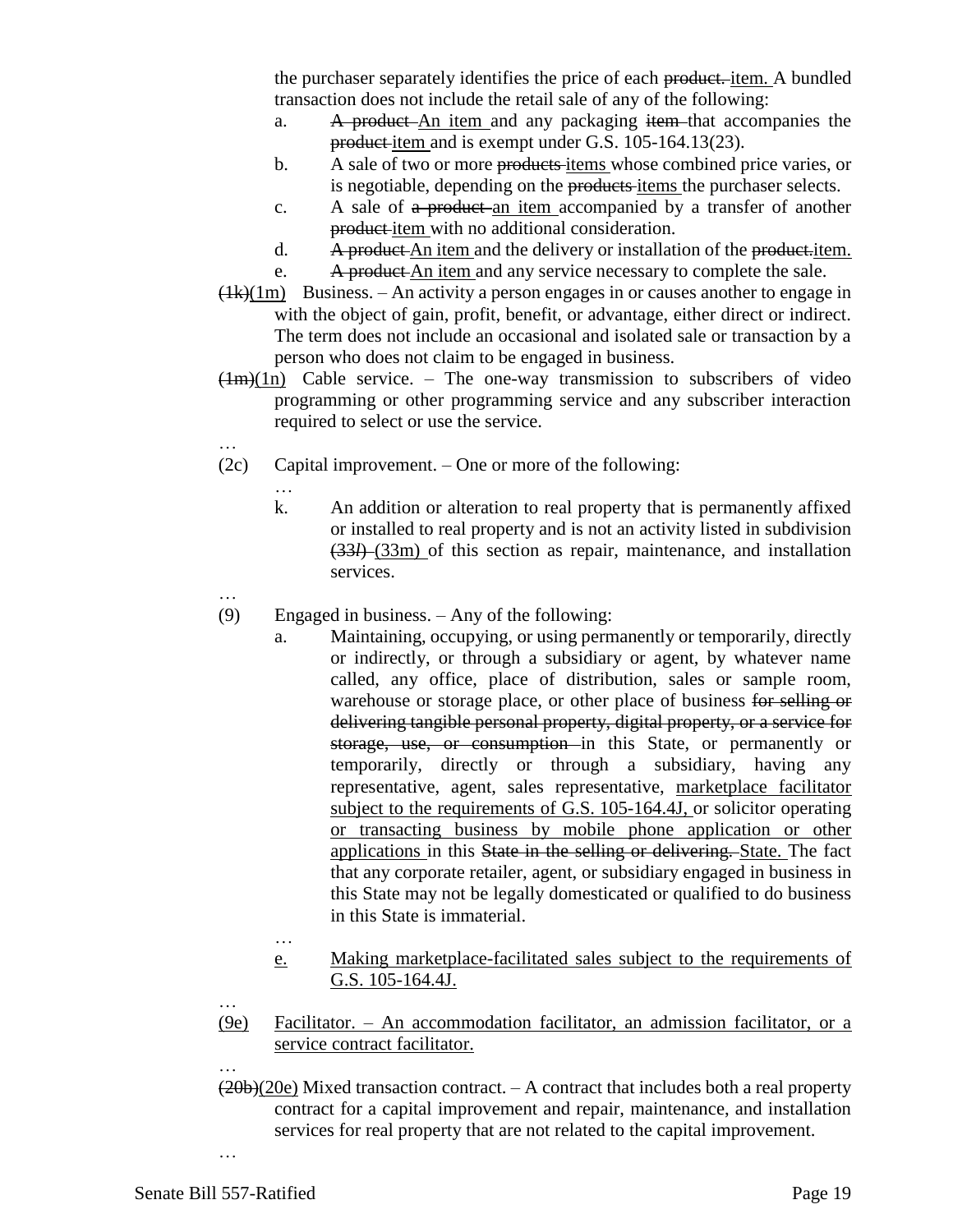the purchaser separately identifies the price of each ~~product.~~ item. A bundled transaction does not include the retail sale of any of the following:

a. ~~A product~~ An item and any packaging ~~item~~ that accompanies the ~~product~~ item and is exempt under G.S. 105-164.13(23).

b. A sale of two or more ~~products~~ items whose combined price varies, or is negotiable, depending on the ~~products~~ items the purchaser selects.

c. A sale of ~~a product~~ an item accompanied by a transfer of another ~~product~~ item with no additional consideration.

d. ~~A product~~ An item and the delivery or installation of the ~~product.~~item.

e. ~~A product~~ An item and any service necessary to complete the sale.

~~(1k)~~(1m) Business. – An activity a person engages in or causes another to engage in with the object of gain, profit, benefit, or advantage, either direct or indirect. The term does not include an occasional and isolated sale or transaction by a person who does not claim to be engaged in business.

~~(1m)~~(1n) Cable service. – The one-way transmission to subscribers of video programming or other programming service and any subscriber interaction required to select or use the service.

…

(2c) Capital improvement. – One or more of the following:

…

k. An addition or alteration to real property that is permanently affixed or installed to real property and is not an activity listed in subdivision ~~(33*l*)~~ (33m) of this section as repair, maintenance, and installation services.

…

(9) Engaged in business. – Any of the following:

a. Maintaining, occupying, or using permanently or temporarily, directly or indirectly, or through a subsidiary or agent, by whatever name called, any office, place of distribution, sales or sample room, warehouse or storage place, or other place of business ~~for selling or delivering tangible personal property, digital property, or a service for storage, use, or consumption~~ in this State, or permanently or temporarily, directly or through a subsidiary, having any representative, agent, sales representative, marketplace facilitator subject to the requirements of G.S. 105-164.4J, or solicitor operating or transacting business by mobile phone application or other applications in this ~~State in the selling or delivering.~~ State. The fact that any corporate retailer, agent, or subsidiary engaged in business in this State may not be legally domesticated or qualified to do business in this State is immaterial.

…

e. Making marketplace-facilitated sales subject to the requirements of G.S. 105-164.4J.

…

(9e) Facilitator. – An accommodation facilitator, an admission facilitator, or a service contract facilitator.

…

~~(20b)~~(20e) Mixed transaction contract. – A contract that includes both a real property contract for a capital improvement and repair, maintenance, and installation services for real property that are not related to the capital improvement.

…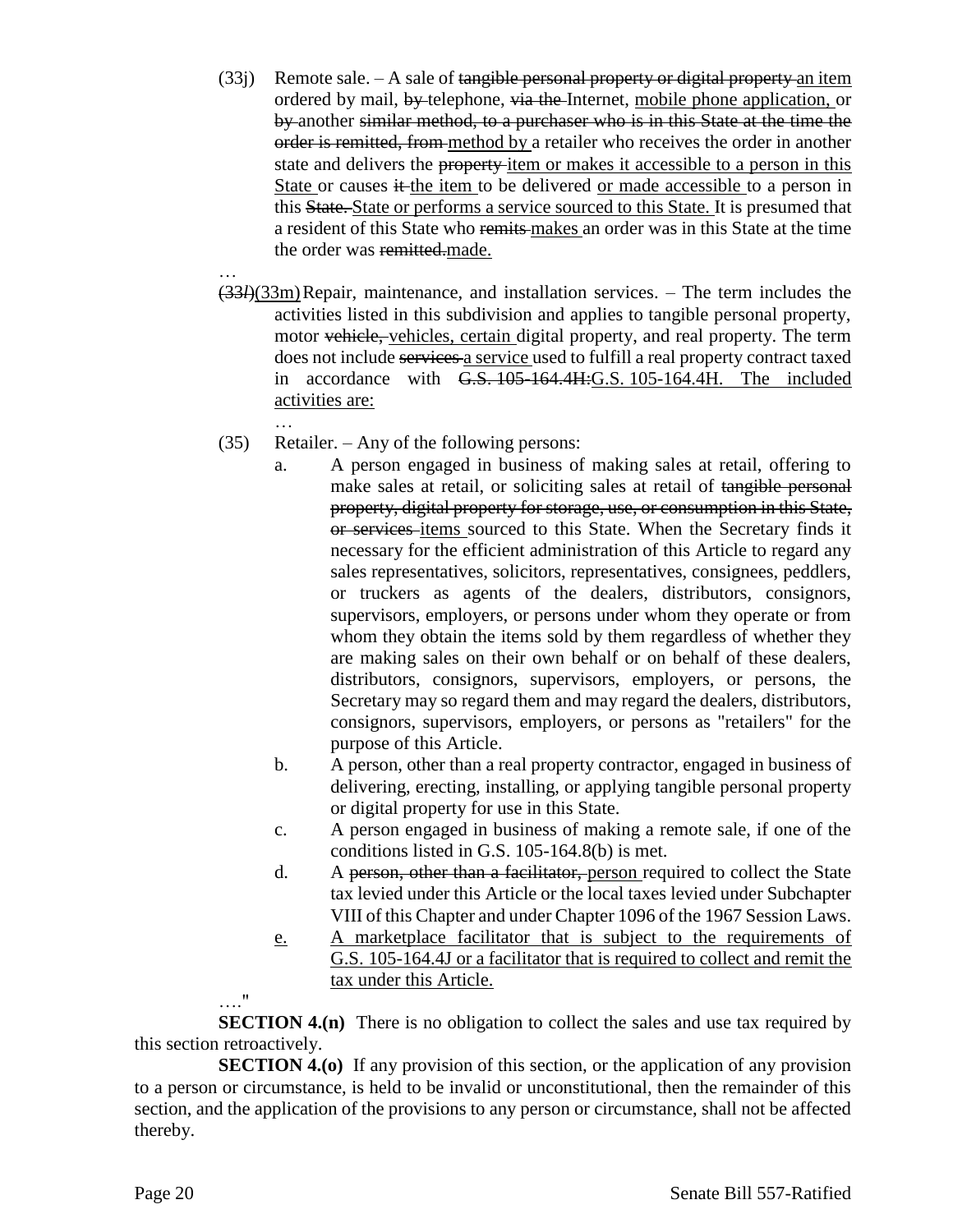(33j) Remote sale. – A sale of ~~tangible personal property or digital property~~ an item ordered by mail, ~~by~~ telephone, ~~via the~~ Internet, mobile phone application, or ~~by~~ another ~~similar method, to a purchaser who is in this State at the time the order is remitted, from~~ method by a retailer who receives the order in another state and delivers the ~~property~~ item or makes it accessible to a person in this State or causes ~~it~~ the item to be delivered or made accessible to a person in this ~~State.~~ State or performs a service sourced to this State. It is presumed that a resident of this State who ~~remits~~ makes an order was in this State at the time the order was ~~remitted.~~ made.

…

~~(33*l*)~~(33m) Repair, maintenance, and installation services. – The term includes the activities listed in this subdivision and applies to tangible personal property, motor ~~vehicle,~~ vehicles, certain digital property, and real property. The term does not include ~~services~~ a service used to fulfill a real property contract taxed in accordance with ~~G.S. 105-164.4H:~~ G.S. 105-164.4H. The included activities are:

…

(35) Retailer. – Any of the following persons:

a. A person engaged in business of making sales at retail, offering to make sales at retail, or soliciting sales at retail of ~~tangible personal property, digital property for storage, use, or consumption in this State, or services~~ items sourced to this State. When the Secretary finds it necessary for the efficient administration of this Article to regard any sales representatives, solicitors, representatives, consignees, peddlers, or truckers as agents of the dealers, distributors, consignors, supervisors, employers, or persons under whom they operate or from whom they obtain the items sold by them regardless of whether they are making sales on their own behalf or on behalf of these dealers, distributors, consignors, supervisors, employers, or persons, the Secretary may so regard them and may regard the dealers, distributors, consignors, supervisors, employers, or persons as "retailers" for the purpose of this Article.

b. A person, other than a real property contractor, engaged in business of delivering, erecting, installing, or applying tangible personal property or digital property for use in this State.

c. A person engaged in business of making a remote sale, if one of the conditions listed in G.S. 105-164.8(b) is met.

d. A ~~person, other than a facilitator,~~ person required to collect the State tax levied under this Article or the local taxes levied under Subchapter VIII of this Chapter and under Chapter 1096 of the 1967 Session Laws.

e. A marketplace facilitator that is subject to the requirements of G.S. 105-164.4J or a facilitator that is required to collect and remit the tax under this Article.

…."

**SECTION 4.(n)** There is no obligation to collect the sales and use tax required by this section retroactively.

**SECTION 4.(o)** If any provision of this section, or the application of any provision to a person or circumstance, is held to be invalid or unconstitutional, then the remainder of this section, and the application of the provisions to any person or circumstance, shall not be affected thereby.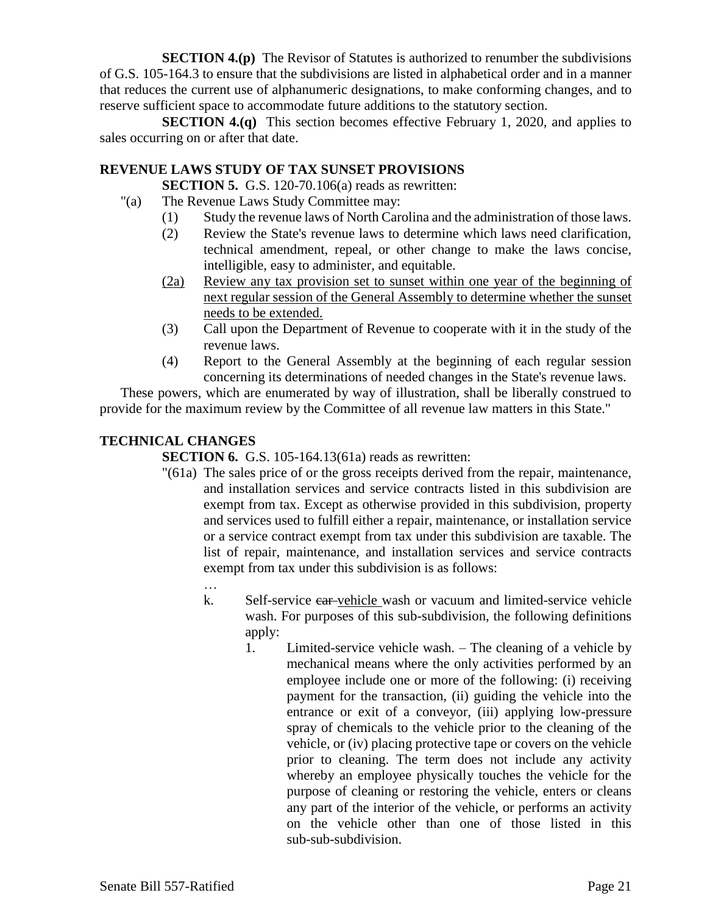**SECTION 4.(p)** The Revisor of Statutes is authorized to renumber the subdivisions of G.S. 105-164.3 to ensure that the subdivisions are listed in alphabetical order and in a manner that reduces the current use of alphanumeric designations, to make conforming changes, and to reserve sufficient space to accommodate future additions to the statutory section.

**SECTION 4.(q)** This section becomes effective February 1, 2020, and applies to sales occurring on or after that date.

## REVENUE LAWS STUDY OF TAX SUNSET PROVISIONS

**SECTION 5.** G.S. 120-70.106(a) reads as rewritten:

"(a) The Revenue Laws Study Committee may:

(1) Study the revenue laws of North Carolina and the administration of those laws.

(2) Review the State's revenue laws to determine which laws need clarification, technical amendment, repeal, or other change to make the laws concise, intelligible, easy to administer, and equitable.

<u>(2a) Review any tax provision set to sunset within one year of the beginning of next regular session of the General Assembly to determine whether the sunset needs to be extended.</u>

(3) Call upon the Department of Revenue to cooperate with it in the study of the revenue laws.

(4) Report to the General Assembly at the beginning of each regular session concerning its determinations of needed changes in the State's revenue laws.

These powers, which are enumerated by way of illustration, shall be liberally construed to provide for the maximum review by the Committee of all revenue law matters in this State."

## TECHNICAL CHANGES

**SECTION 6.** G.S. 105-164.13(61a) reads as rewritten:

"(61a) The sales price of or the gross receipts derived from the repair, maintenance, and installation services and service contracts listed in this subdivision are exempt from tax. Except as otherwise provided in this subdivision, property and services used to fulfill either a repair, maintenance, or installation service or a service contract exempt from tax under this subdivision are taxable. The list of repair, maintenance, and installation services and service contracts exempt from tax under this subdivision is as follows:

…

k. Self-service ~~car~~ <u>vehicle</u> wash or vacuum and limited-service vehicle wash. For purposes of this sub-subdivision, the following definitions apply:

1. Limited-service vehicle wash. – The cleaning of a vehicle by mechanical means where the only activities performed by an employee include one or more of the following: (i) receiving payment for the transaction, (ii) guiding the vehicle into the entrance or exit of a conveyor, (iii) applying low-pressure spray of chemicals to the vehicle prior to the cleaning of the vehicle, or (iv) placing protective tape or covers on the vehicle prior to cleaning. The term does not include any activity whereby an employee physically touches the vehicle for the purpose of cleaning or restoring the vehicle, enters or cleans any part of the interior of the vehicle, or performs an activity on the vehicle other than one of those listed in this sub-sub-subdivision.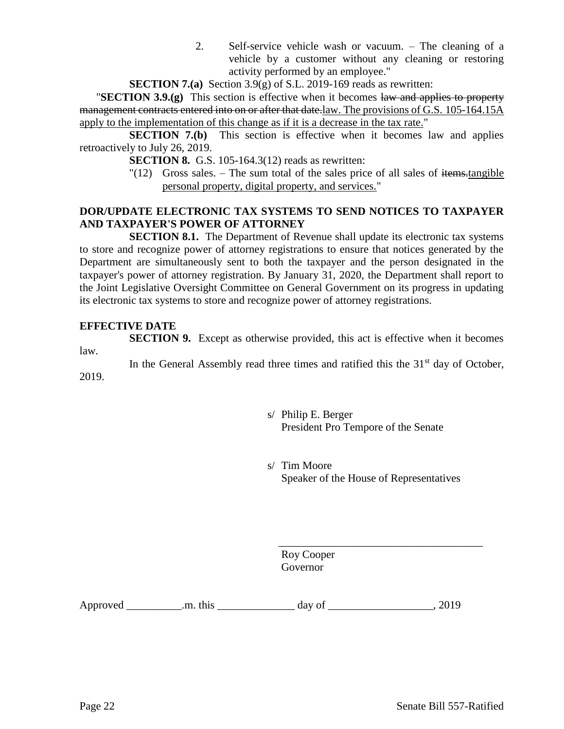2. Self-service vehicle wash or vacuum. – The cleaning of a vehicle by a customer without any cleaning or restoring activity performed by an employee."

**SECTION 7.(a)** Section 3.9(g) of S.L. 2019-169 reads as rewritten:

"**SECTION 3.9.(g)** This section is effective when it becomes ~~law and applies to property management contracts entered into on or after that date.~~law. The provisions of G.S. 105-164.15A apply to the implementation of this change as if it is a decrease in the tax rate."

**SECTION 7.(b)** This section is effective when it becomes law and applies retroactively to July 26, 2019.

**SECTION 8.** G.S. 105-164.3(12) reads as rewritten:

"(12) Gross sales. – The sum total of the sales price of all sales of ~~items.~~tangible personal property, digital property, and services."

**DOR/UPDATE ELECTRONIC TAX SYSTEMS TO SEND NOTICES TO TAXPAYER AND TAXPAYER'S POWER OF ATTORNEY**

**SECTION 8.1.** The Department of Revenue shall update its electronic tax systems to store and recognize power of attorney registrations to ensure that notices generated by the Department are simultaneously sent to both the taxpayer and the person designated in the taxpayer's power of attorney registration. By January 31, 2020, the Department shall report to the Joint Legislative Oversight Committee on General Government on its progress in updating its electronic tax systems to store and recognize power of attorney registrations.

**EFFECTIVE DATE**

**SECTION 9.** Except as otherwise provided, this act is effective when it becomes law.

In the General Assembly read three times and ratified this the 31st day of October, 2019.

s/ Philip E. Berger
President Pro Tempore of the Senate

s/ Tim Moore
Speaker of the House of Representatives

_____________________________________
Roy Cooper
Governor

Approved __________.m. this ______________ day of ___________________, 2019